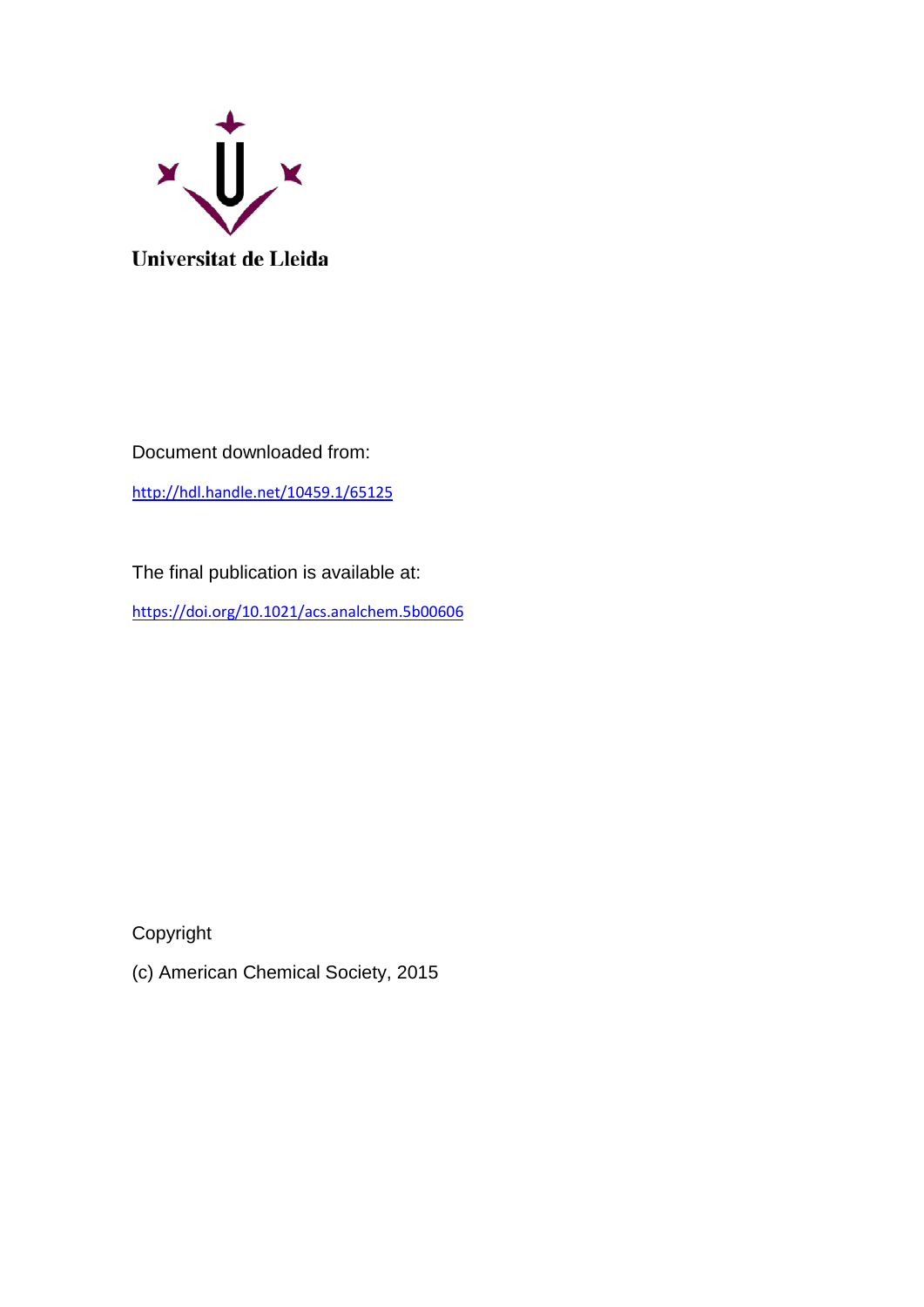Universitat de Lleida

Document downloaded from:

http://hdl.handle.net/10459.1/65125

The final publication is available at:

https://doi.org/10.1021/acs.analchem.5b00606

Copyright

(c) American Chemical Society, 2015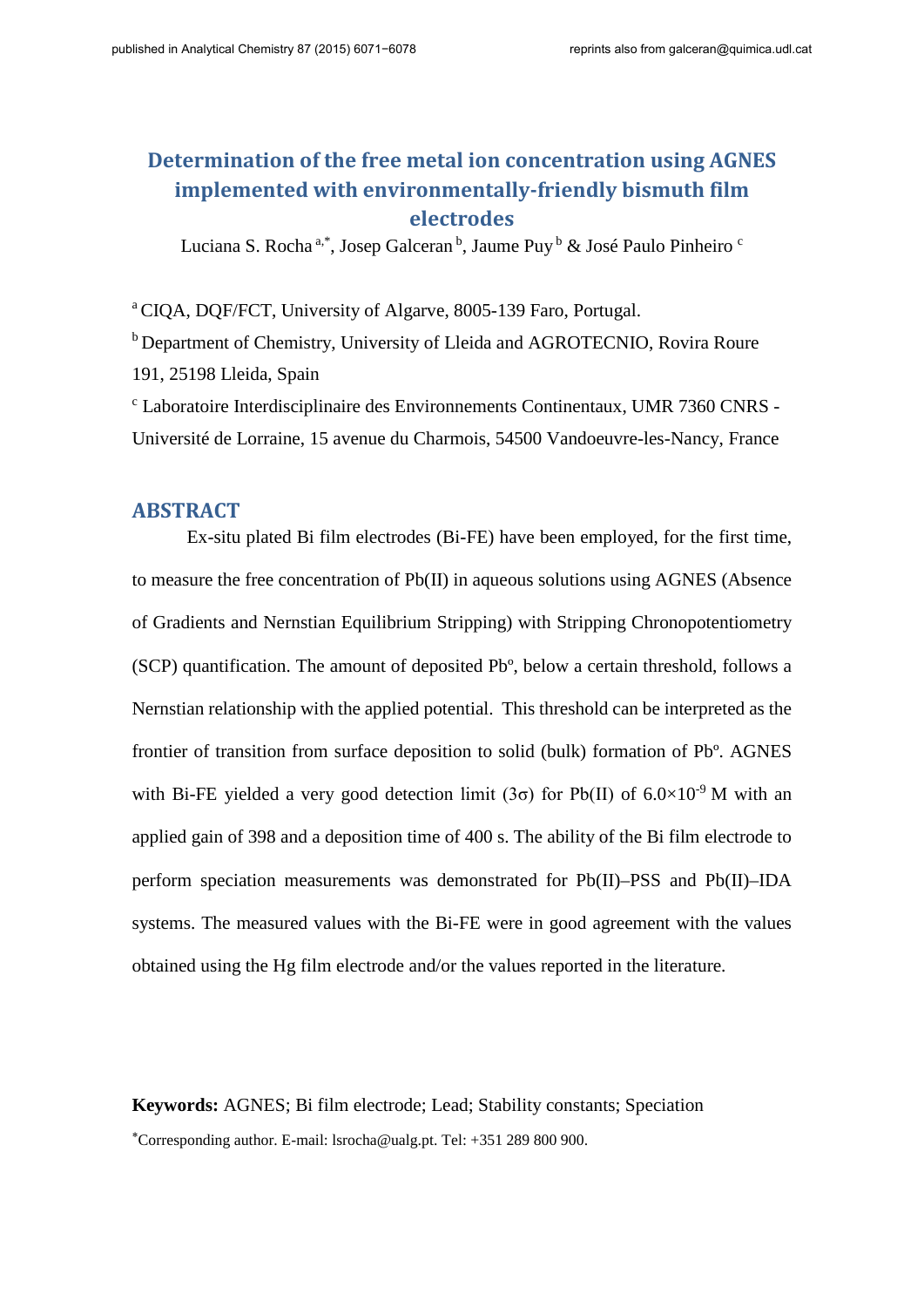published in Analytical Chemistry 87 (2015) 6071−6078

reprints also from galceran@quimica.udl.cat

# Determination of the free metal ion concentration using AGNES implemented with environmentally-friendly bismuth film electrodes

Luciana S. Rocha [a,*], Josep Galceran [b], Jaume Puy [b] & José Paulo Pinheiro [c]

[a] CIQA, DQF/FCT, University of Algarve, 8005-139 Faro, Portugal.

[b] Department of Chemistry, University of Lleida and AGROTECNIO, Rovira Roure 191, 25198 Lleida, Spain

[c] Laboratoire Interdisciplinaire des Environnements Continentaux, UMR 7360 CNRS - Université de Lorraine, 15 avenue du Charmois, 54500 Vandoeuvre-les-Nancy, France

## ABSTRACT

Ex-situ plated Bi film electrodes (Bi-FE) have been employed, for the first time, to measure the free concentration of Pb(II) in aqueous solutions using AGNES (Absence of Gradients and Nernstian Equilibrium Stripping) with Stripping Chronopotentiometry (SCP) quantification. The amount of deposited Pb$^{o}$, below a certain threshold, follows a Nernstian relationship with the applied potential. This threshold can be interpreted as the frontier of transition from surface deposition to solid (bulk) formation of Pb$^{o}$. AGNES with Bi-FE yielded a very good detection limit (3σ) for Pb(II) of $6.0\times10^{-9}$ M with an applied gain of 398 and a deposition time of 400 s. The ability of the Bi film electrode to perform speciation measurements was demonstrated for Pb(II)–PSS and Pb(II)–IDA systems. The measured values with the Bi-FE were in good agreement with the values obtained using the Hg film electrode and/or the values reported in the literature.

**Keywords:** AGNES; Bi film electrode; Lead; Stability constants; Speciation

*Corresponding author. E-mail: lsrocha@ualg.pt. Tel: +351 289 800 900.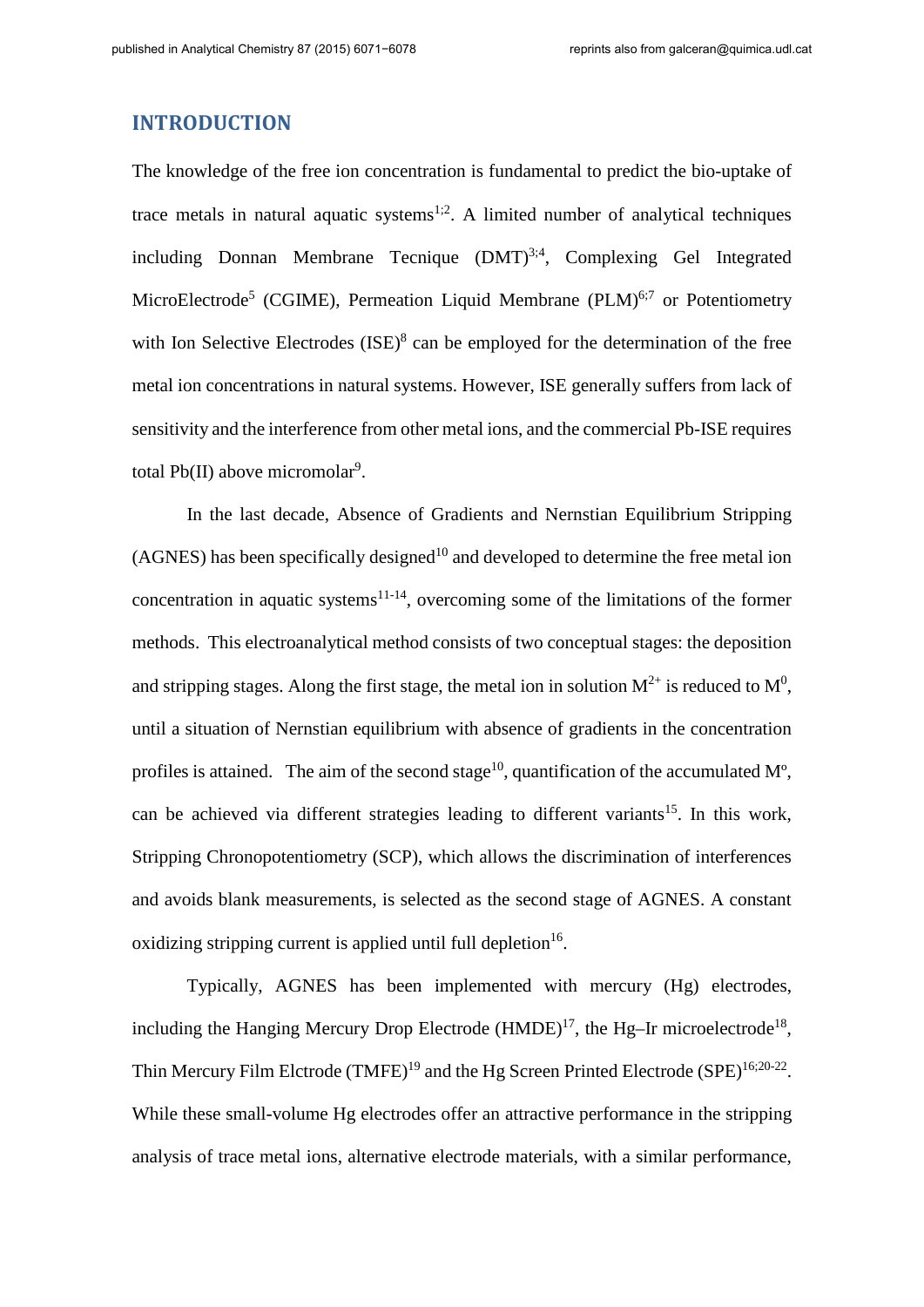## INTRODUCTION

The knowledge of the free ion concentration is fundamental to predict the bio-uptake of trace metals in natural aquatic systems[1;2]. A limited number of analytical techniques including Donnan Membrane Tecnique (DMT)[3;4], Complexing Gel Integrated MicroElectrode[5] (CGIME), Permeation Liquid Membrane (PLM)[6;7] or Potentiometry with Ion Selective Electrodes (ISE)[8] can be employed for the determination of the free metal ion concentrations in natural systems. However, ISE generally suffers from lack of sensitivity and the interference from other metal ions, and the commercial Pb-ISE requires total Pb(II) above micromolar[9].

In the last decade, Absence of Gradients and Nernstian Equilibrium Stripping (AGNES) has been specifically designed[10] and developed to determine the free metal ion concentration in aquatic systems[11-14], overcoming some of the limitations of the former methods. This electroanalytical method consists of two conceptual stages: the deposition and stripping stages. Along the first stage, the metal ion in solution $M^{2+}$ is reduced to $M^0$, until a situation of Nernstian equilibrium with absence of gradients in the concentration profiles is attained. The aim of the second stage[10], quantification of the accumulated Mº, can be achieved via different strategies leading to different variants[15]. In this work, Stripping Chronopotentiometry (SCP), which allows the discrimination of interferences and avoids blank measurements, is selected as the second stage of AGNES. A constant oxidizing stripping current is applied until full depletion[16].

Typically, AGNES has been implemented with mercury (Hg) electrodes, including the Hanging Mercury Drop Electrode (HMDE)[17], the Hg–Ir microelectrode[18], Thin Mercury Film Elctrode (TMFE)[19] and the Hg Screen Printed Electrode (SPE)[16;20-22]. While these small-volume Hg electrodes offer an attractive performance in the stripping analysis of trace metal ions, alternative electrode materials, with a similar performance,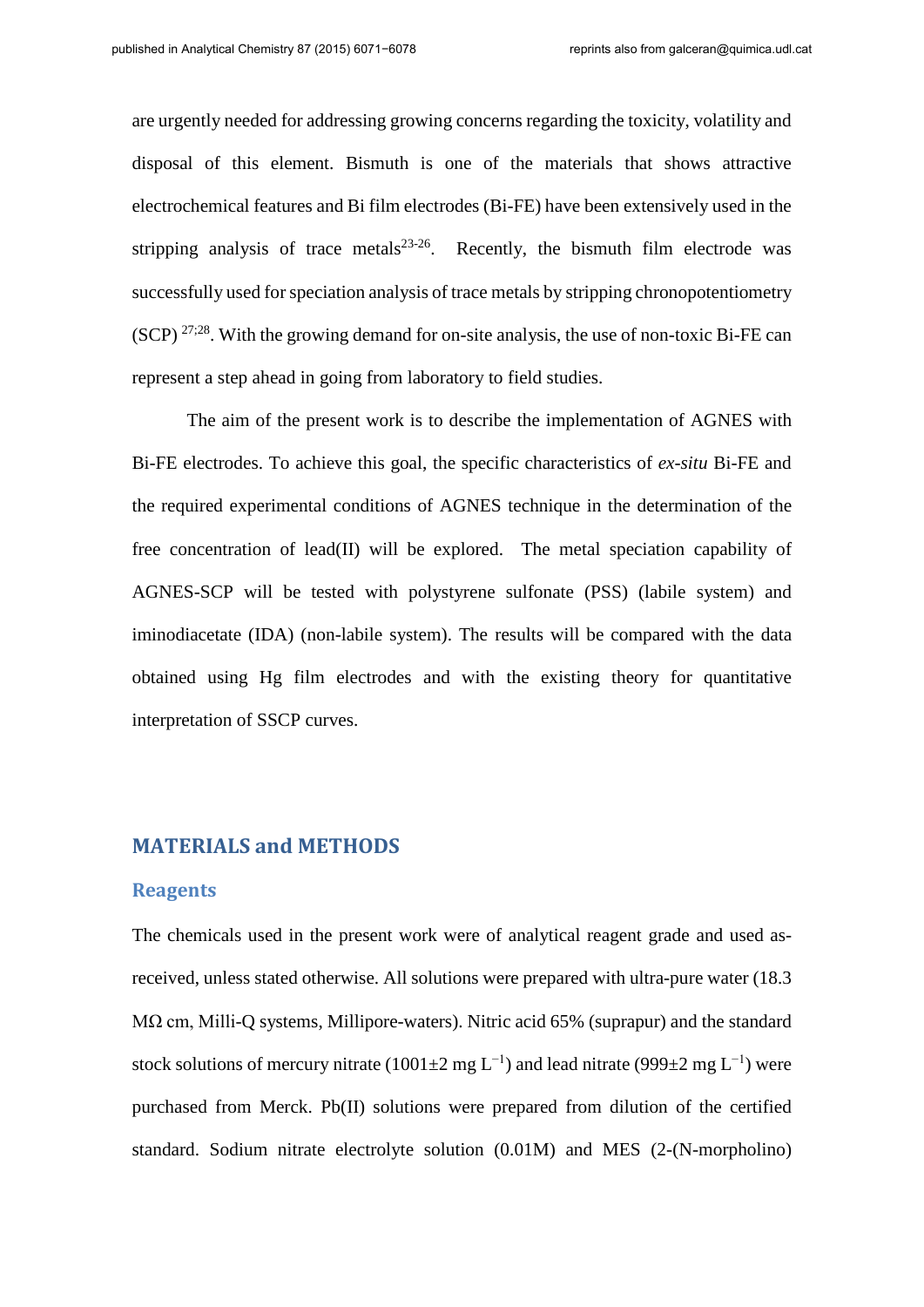are urgently needed for addressing growing concerns regarding the toxicity, volatility and disposal of this element. Bismuth is one of the materials that shows attractive electrochemical features and Bi film electrodes (Bi-FE) have been extensively used in the stripping analysis of trace metals[23-26]. Recently, the bismuth film electrode was successfully used for speciation analysis of trace metals by stripping chronopotentiometry (SCP) [27;28]. With the growing demand for on-site analysis, the use of non-toxic Bi-FE can represent a step ahead in going from laboratory to field studies.

The aim of the present work is to describe the implementation of AGNES with Bi-FE electrodes. To achieve this goal, the specific characteristics of *ex-situ* Bi-FE and the required experimental conditions of AGNES technique in the determination of the free concentration of lead(II) will be explored. The metal speciation capability of AGNES-SCP will be tested with polystyrene sulfonate (PSS) (labile system) and iminodiacetate (IDA) (non-labile system). The results will be compared with the data obtained using Hg film electrodes and with the existing theory for quantitative interpretation of SSCP curves.

## MATERIALS and METHODS

### Reagents

The chemicals used in the present work were of analytical reagent grade and used as-received, unless stated otherwise. All solutions were prepared with ultra-pure water (18.3 MΩ cm, Milli-Q systems, Millipore-waters). Nitric acid 65% (suprapur) and the standard stock solutions of mercury nitrate (1001±2 mg $L^{-1}$) and lead nitrate (999±2 mg $L^{-1}$) were purchased from Merck. Pb(II) solutions were prepared from dilution of the certified standard. Sodium nitrate electrolyte solution (0.01M) and MES (2-(N-morpholino)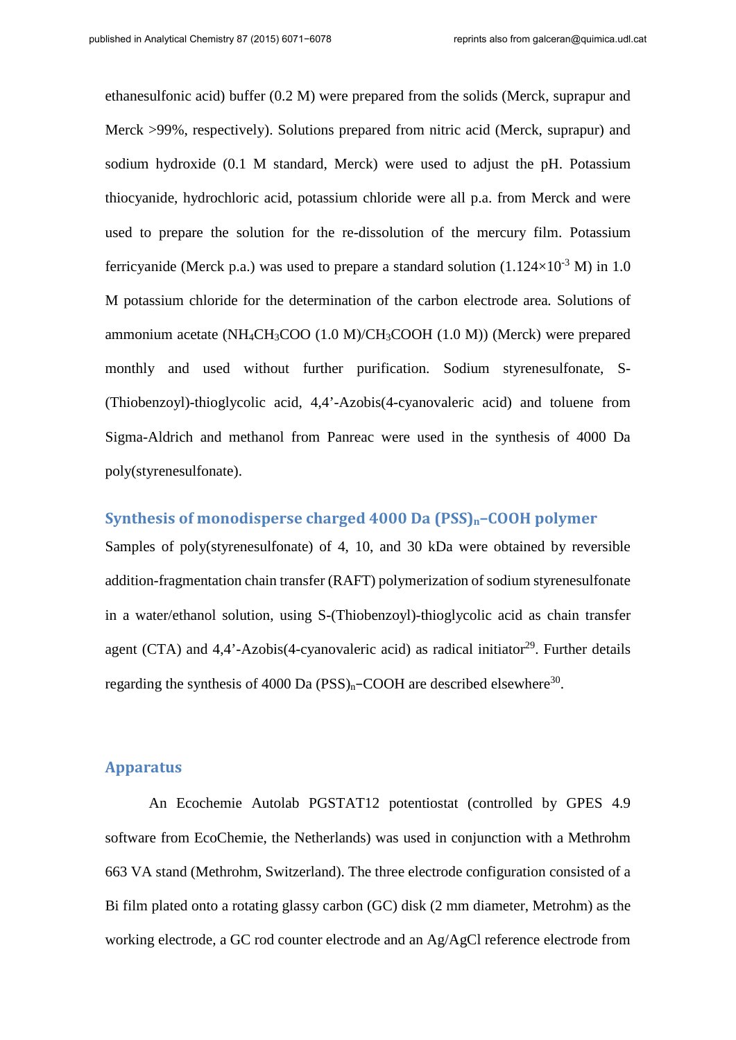ethanesulfonic acid) buffer (0.2 M) were prepared from the solids (Merck, suprapur and Merck >99%, respectively). Solutions prepared from nitric acid (Merck, suprapur) and sodium hydroxide (0.1 M standard, Merck) were used to adjust the pH. Potassium thiocyanide, hydrochloric acid, potassium chloride were all p.a. from Merck and were used to prepare the solution for the re-dissolution of the mercury film. Potassium ferricyanide (Merck p.a.) was used to prepare a standard solution ($1.124\times10^{-3}$ M) in 1.0 M potassium chloride for the determination of the carbon electrode area. Solutions of ammonium acetate ($NH_4CH_3COO$ (1.0 M)/$CH_3COOH$ (1.0 M)) (Merck) were prepared monthly and used without further purification. Sodium styrenesulfonate, S-(Thiobenzoyl)-thioglycolic acid, 4,4'-Azobis(4-cyanovaleric acid) and toluene from Sigma-Aldrich and methanol from Panreac were used in the synthesis of 4000 Da poly(styrenesulfonate).

## Synthesis of monodisperse charged 4000 Da $(PSS)_n$–COOH polymer

Samples of poly(styrenesulfonate) of 4, 10, and 30 kDa were obtained by reversible addition-fragmentation chain transfer (RAFT) polymerization of sodium styrenesulfonate in a water/ethanol solution, using S-(Thiobenzoyl)-thioglycolic acid as chain transfer agent (CTA) and 4,4'-Azobis(4-cyanovaleric acid) as radical initiator[29]. Further details regarding the synthesis of 4000 Da $(PSS)_n$–COOH are described elsewhere[30].

## Apparatus

An Ecochemie Autolab PGSTAT12 potentiostat (controlled by GPES 4.9 software from EcoChemie, the Netherlands) was used in conjunction with a Methrohm 663 VA stand (Methrohm, Switzerland). The three electrode configuration consisted of a Bi film plated onto a rotating glassy carbon (GC) disk (2 mm diameter, Metrohm) as the working electrode, a GC rod counter electrode and an Ag/AgCl reference electrode from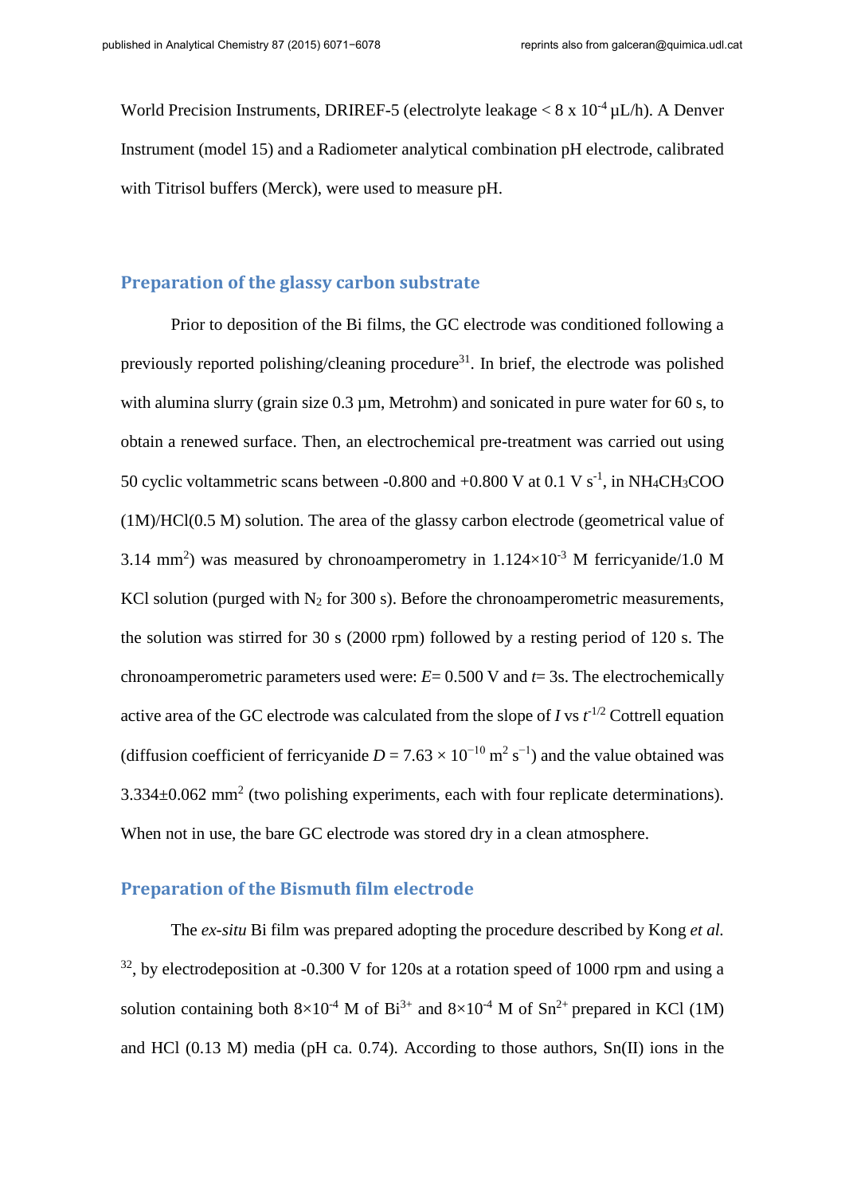World Precision Instruments, DRIREF-5 (electrolyte leakage < 8 x $10^{-4}$ µL/h). A Denver Instrument (model 15) and a Radiometer analytical combination pH electrode, calibrated with Titrisol buffers (Merck), were used to measure pH.

## Preparation of the glassy carbon substrate

Prior to deposition of the Bi films, the GC electrode was conditioned following a previously reported polishing/cleaning procedure[31]. In brief, the electrode was polished with alumina slurry (grain size 0.3 µm, Metrohm) and sonicated in pure water for 60 s, to obtain a renewed surface. Then, an electrochemical pre-treatment was carried out using 50 cyclic voltammetric scans between -0.800 and +0.800 V at 0.1 V $s^{-1}$, in $NH_4CH_3COO$ (1M)/HCl(0.5 M) solution. The area of the glassy carbon electrode (geometrical value of 3.14 $mm^2$) was measured by chronoamperometry in $1.124\times10^{-3}$ M ferricyanide/1.0 M KCl solution (purged with $N_2$ for 300 s). Before the chronoamperometric measurements, the solution was stirred for 30 s (2000 rpm) followed by a resting period of 120 s. The chronoamperometric parameters used were: $E$= 0.500 V and $t$= 3s. The electrochemically active area of the GC electrode was calculated from the slope of $I$ vs $t^{-1/2}$ Cottrell equation (diffusion coefficient of ferricyanide $D = 7.63 \times 10^{-10}$ $m^2$ $s^{-1}$) and the value obtained was 3.334±0.062 $mm^2$ (two polishing experiments, each with four replicate determinations). When not in use, the bare GC electrode was stored dry in a clean atmosphere.

## Preparation of the Bismuth film electrode

The *ex-situ* Bi film was prepared adopting the procedure described by Kong *et al.* [32], by electrodeposition at -0.300 V for 120s at a rotation speed of 1000 rpm and using a solution containing both $8\times10^{-4}$ M of $Bi^{3+}$ and $8\times10^{-4}$ M of $Sn^{2+}$ prepared in KCl (1M) and HCl (0.13 M) media (pH ca. 0.74). According to those authors, Sn(II) ions in the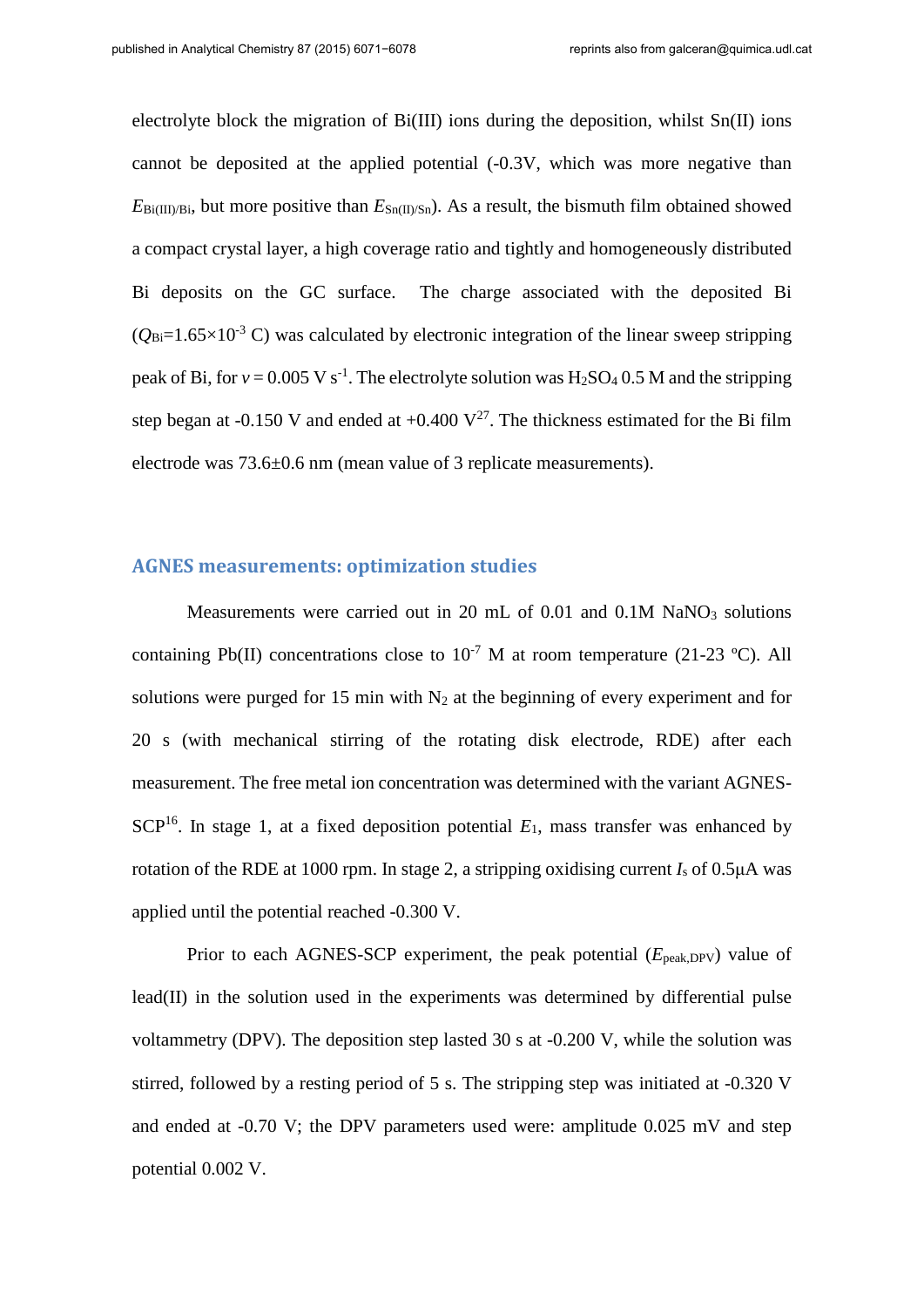electrolyte block the migration of Bi(III) ions during the deposition, whilst Sn(II) ions cannot be deposited at the applied potential (-0.3V, which was more negative than $E_{Bi(III)/Bi}$, but more positive than $E_{Sn(II)/Sn}$). As a result, the bismuth film obtained showed a compact crystal layer, a high coverage ratio and tightly and homogeneously distributed Bi deposits on the GC surface. The charge associated with the deposited Bi ($Q_{Bi}$=1.65×10$^{-3}$ C) was calculated by electronic integration of the linear sweep stripping peak of Bi, for $v$ = 0.005 V s$^{-1}$. The electrolyte solution was $H_2SO_4$ 0.5 M and the stripping step began at -0.150 V and ended at +0.400 V[27]. The thickness estimated for the Bi film electrode was 73.6±0.6 nm (mean value of 3 replicate measurements).

## AGNES measurements: optimization studies

Measurements were carried out in 20 mL of 0.01 and 0.1M $NaNO_3$ solutions containing Pb(II) concentrations close to 10$^{-7}$ M at room temperature (21-23 ºC). All solutions were purged for 15 min with $N_2$ at the beginning of every experiment and for 20 s (with mechanical stirring of the rotating disk electrode, RDE) after each measurement. The free metal ion concentration was determined with the variant AGNES-SCP[16]. In stage 1, at a fixed deposition potential $E_1$, mass transfer was enhanced by rotation of the RDE at 1000 rpm. In stage 2, a stripping oxidising current $I_s$ of 0.5μA was applied until the potential reached -0.300 V.

Prior to each AGNES-SCP experiment, the peak potential ($E_{peak,DPV}$) value of lead(II) in the solution used in the experiments was determined by differential pulse voltammetry (DPV). The deposition step lasted 30 s at -0.200 V, while the solution was stirred, followed by a resting period of 5 s. The stripping step was initiated at -0.320 V and ended at -0.70 V; the DPV parameters used were: amplitude 0.025 mV and step potential 0.002 V.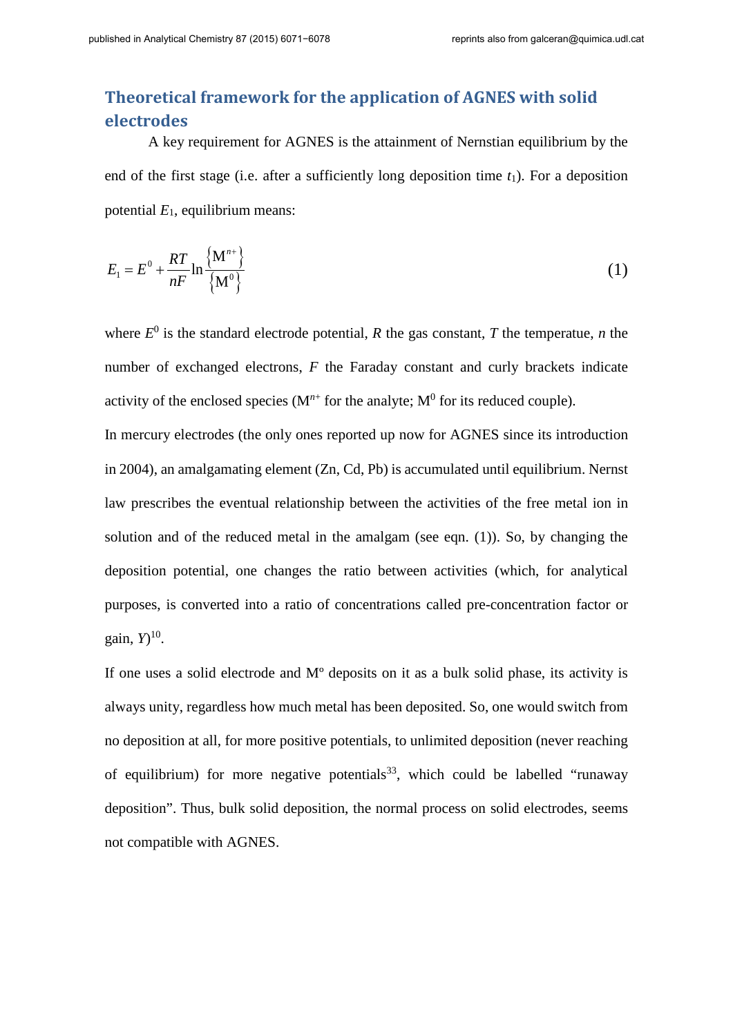## Theoretical framework for the application of AGNES with solid electrodes

A key requirement for AGNES is the attainment of Nernstian equilibrium by the end of the first stage (i.e. after a sufficiently long deposition time $t_1$). For a deposition potential $E_1$, equilibrium means:

$$E_1 = E^0 + \frac{RT}{nF}\ln\frac{\left\{M^{n+}\right\}}{\left\{M^0\right\}} \tag{1}$$

where $E^0$ is the standard electrode potential, $R$ the gas constant, $T$ the temperatue, $n$ the number of exchanged electrons, $F$ the Faraday constant and curly brackets indicate activity of the enclosed species ($M^{n+}$ for the analyte; $M^0$ for its reduced couple).

In mercury electrodes (the only ones reported up now for AGNES since its introduction in 2004), an amalgamating element (Zn, Cd, Pb) is accumulated until equilibrium. Nernst law prescribes the eventual relationship between the activities of the free metal ion in solution and of the reduced metal in the amalgam (see eqn. (1)). So, by changing the deposition potential, one changes the ratio between activities (which, for analytical purposes, is converted into a ratio of concentrations called pre-concentration factor or gain, $Y$)[10].

If one uses a solid electrode and $M^o$ deposits on it as a bulk solid phase, its activity is always unity, regardless how much metal has been deposited. So, one would switch from no deposition at all, for more positive potentials, to unlimited deposition (never reaching of equilibrium) for more negative potentials[33], which could be labelled "runaway deposition". Thus, bulk solid deposition, the normal process on solid electrodes, seems not compatible with AGNES.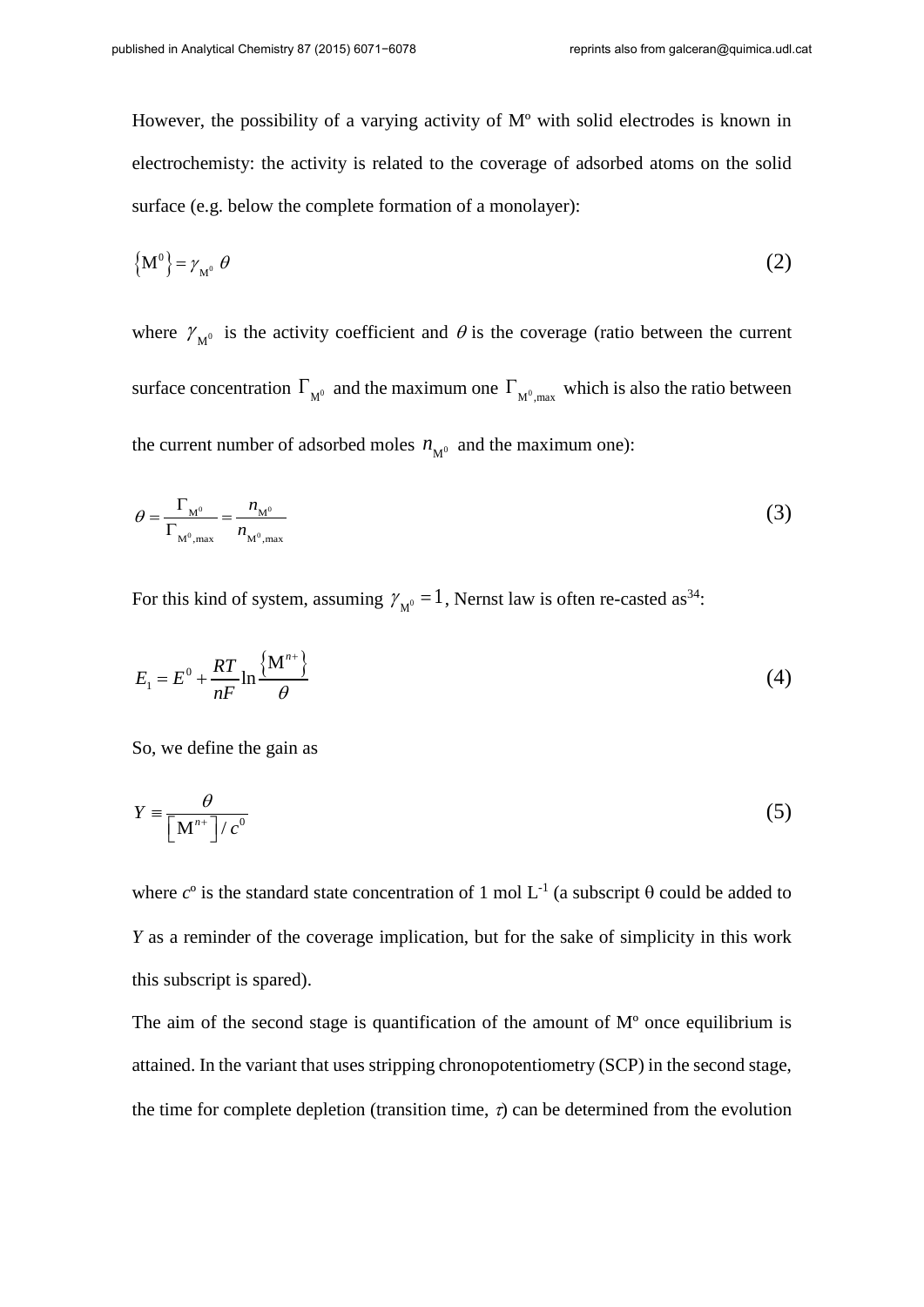However, the possibility of a varying activity of Mº with solid electrodes is known in electrochemisty: the activity is related to the coverage of adsorbed atoms on the solid surface (e.g. below the complete formation of a monolayer):

$$\left\{\mathrm{M}^{0}\right\} = \gamma_{\mathrm{M}^{0}}\, \theta \tag{2}$$

where $\gamma_{\mathrm{M}^{0}}$ is the activity coefficient and $\theta$ is the coverage (ratio between the current surface concentration $\Gamma_{\mathrm{M}^{0}}$ and the maximum one $\Gamma_{\mathrm{M}^{0},\max}$ which is also the ratio between the current number of adsorbed moles $n_{\mathrm{M}^{0}}$ and the maximum one):

$$\theta = \frac{\Gamma_{\mathrm{M}^{0}}}{\Gamma_{\mathrm{M}^{0},\max}} = \frac{n_{\mathrm{M}^{0}}}{n_{\mathrm{M}^{0},\max}} \tag{3}$$

For this kind of system, assuming $\gamma_{\mathrm{M}^{0}} = 1$, Nernst law is often re-casted as[34]:

$$E_{1} = E^{0} + \frac{RT}{nF}\ln\frac{\left\{\mathrm{M}^{n+}\right\}}{\theta} \tag{4}$$

So, we define the gain as

$$Y \equiv \frac{\theta}{\left[\mathrm{M}^{n+}\right]/c^{0}} \tag{5}$$

where $c^{o}$ is the standard state concentration of 1 mol L$^{-1}$ (a subscript θ could be added to $Y$ as a reminder of the coverage implication, but for the sake of simplicity in this work this subscript is spared).

The aim of the second stage is quantification of the amount of Mº once equilibrium is attained. In the variant that uses stripping chronopotentiometry (SCP) in the second stage, the time for complete depletion (transition time, $\tau$) can be determined from the evolution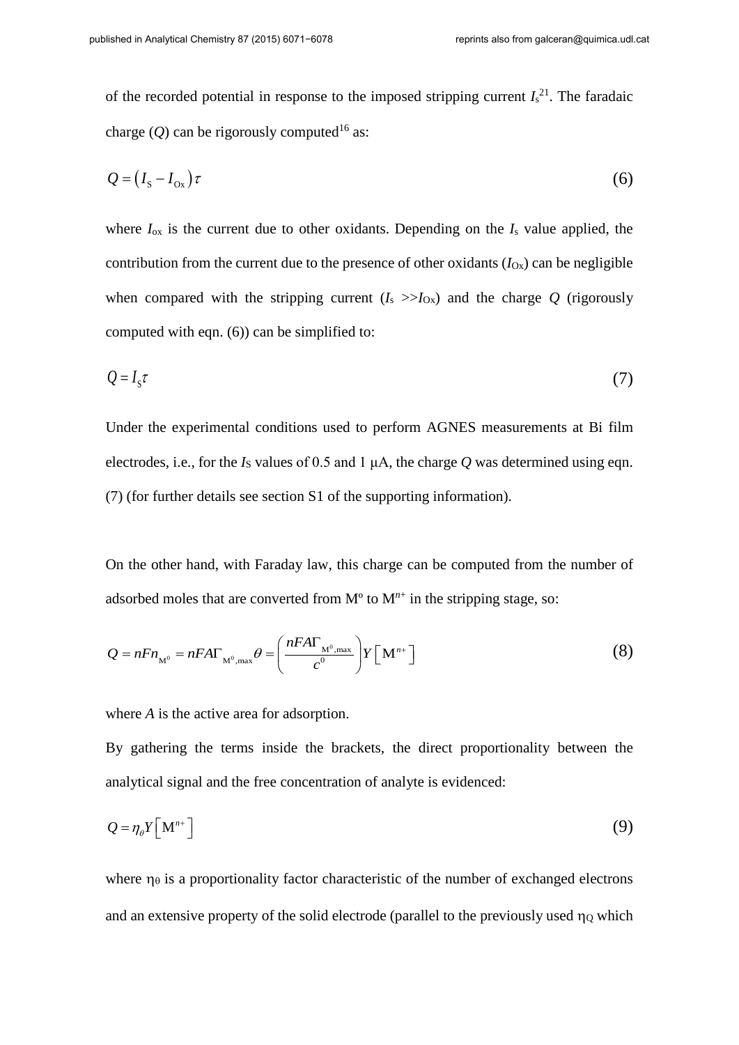of the recorded potential in response to the imposed stripping current $I_s$[21]. The faradaic charge ($Q$) can be rigorously computed[16] as:

$$Q = \left(I_{\mathrm{S}} - I_{\mathrm{Ox}}\right)\tau \tag{6}$$

where $I_{ox}$ is the current due to other oxidants. Depending on the $I_s$ value applied, the contribution from the current due to the presence of other oxidants ($I_{Ox}$) can be negligible when compared with the stripping current ($I_s >> I_{Ox}$) and the charge $Q$ (rigorously computed with eqn. (6)) can be simplified to:

$$Q = I_{\mathrm{S}}\tau \tag{7}$$

Under the experimental conditions used to perform AGNES measurements at Bi film electrodes, i.e., for the $I_S$ values of 0.5 and 1 μA, the charge $Q$ was determined using eqn. (7) (for further details see section S1 of the supporting information).

On the other hand, with Faraday law, this charge can be computed from the number of adsorbed moles that are converted from M$^o$ to M$^{n+}$ in the stripping stage, so:

$$Q = nFn_{\mathrm{M}^0} = nFA\Gamma_{\mathrm{M}^0,\max}\theta = \left(\frac{nFA\Gamma_{\mathrm{M}^0,\max}}{c^0}\right)Y\left[\mathrm{M}^{n+}\right] \tag{8}$$

where $A$ is the active area for adsorption.

By gathering the terms inside the brackets, the direct proportionality between the analytical signal and the free concentration of analyte is evidenced:

$$Q = \eta_\theta Y\left[\mathrm{M}^{n+}\right] \tag{9}$$

where $\eta_\theta$ is a proportionality factor characteristic of the number of exchanged electrons and an extensive property of the solid electrode (parallel to the previously used $\eta_Q$ which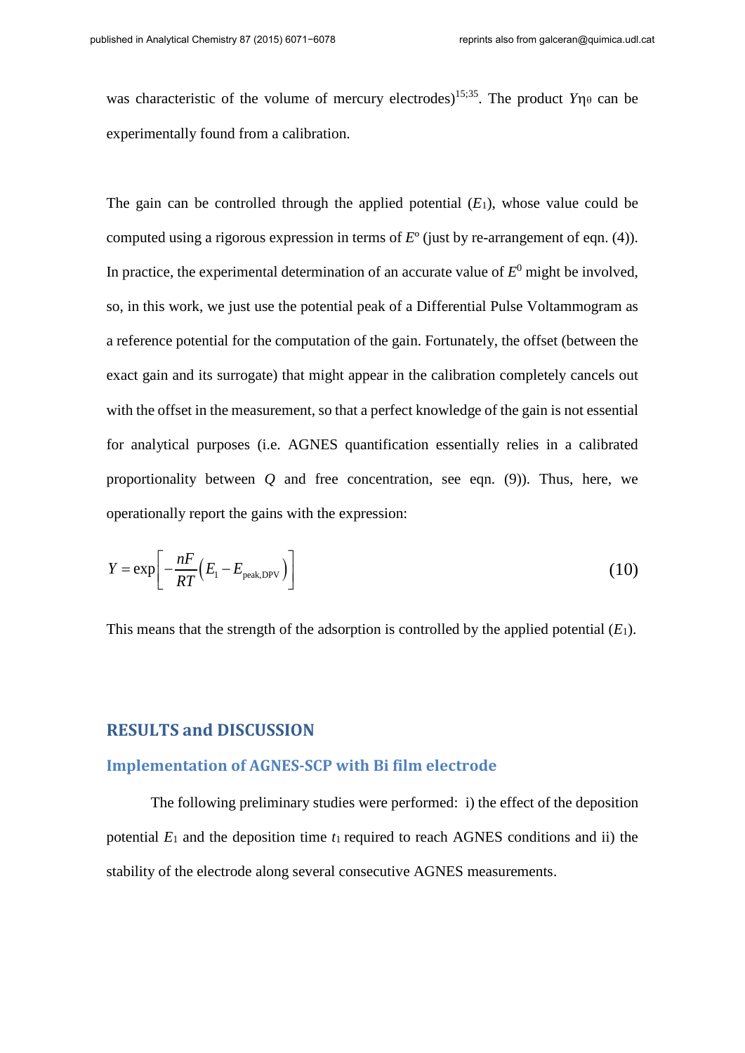was characteristic of the volume of mercury electrodes)[15;35]. The product $Y\eta_\theta$ can be experimentally found from a calibration.

The gain can be controlled through the applied potential ($E_1$), whose value could be computed using a rigorous expression in terms of $E^{\text{o}}$ (just by re-arrangement of eqn. (4)). In practice, the experimental determination of an accurate value of $E^0$ might be involved, so, in this work, we just use the potential peak of a Differential Pulse Voltammogram as a reference potential for the computation of the gain. Fortunately, the offset (between the exact gain and its surrogate) that might appear in the calibration completely cancels out with the offset in the measurement, so that a perfect knowledge of the gain is not essential for analytical purposes (i.e. AGNES quantification essentially relies in a calibrated proportionality between $Q$ and free concentration, see eqn. (9)). Thus, here, we operationally report the gains with the expression:

$$Y = \exp\left[-\frac{nF}{RT}\left(E_1 - E_{\text{peak,DPV}}\right)\right] \tag{10}$$

This means that the strength of the adsorption is controlled by the applied potential ($E_1$).

## RESULTS and DISCUSSION

### Implementation of AGNES-SCP with Bi film electrode

The following preliminary studies were performed: i) the effect of the deposition potential $E_1$ and the deposition time $t_1$ required to reach AGNES conditions and ii) the stability of the electrode along several consecutive AGNES measurements.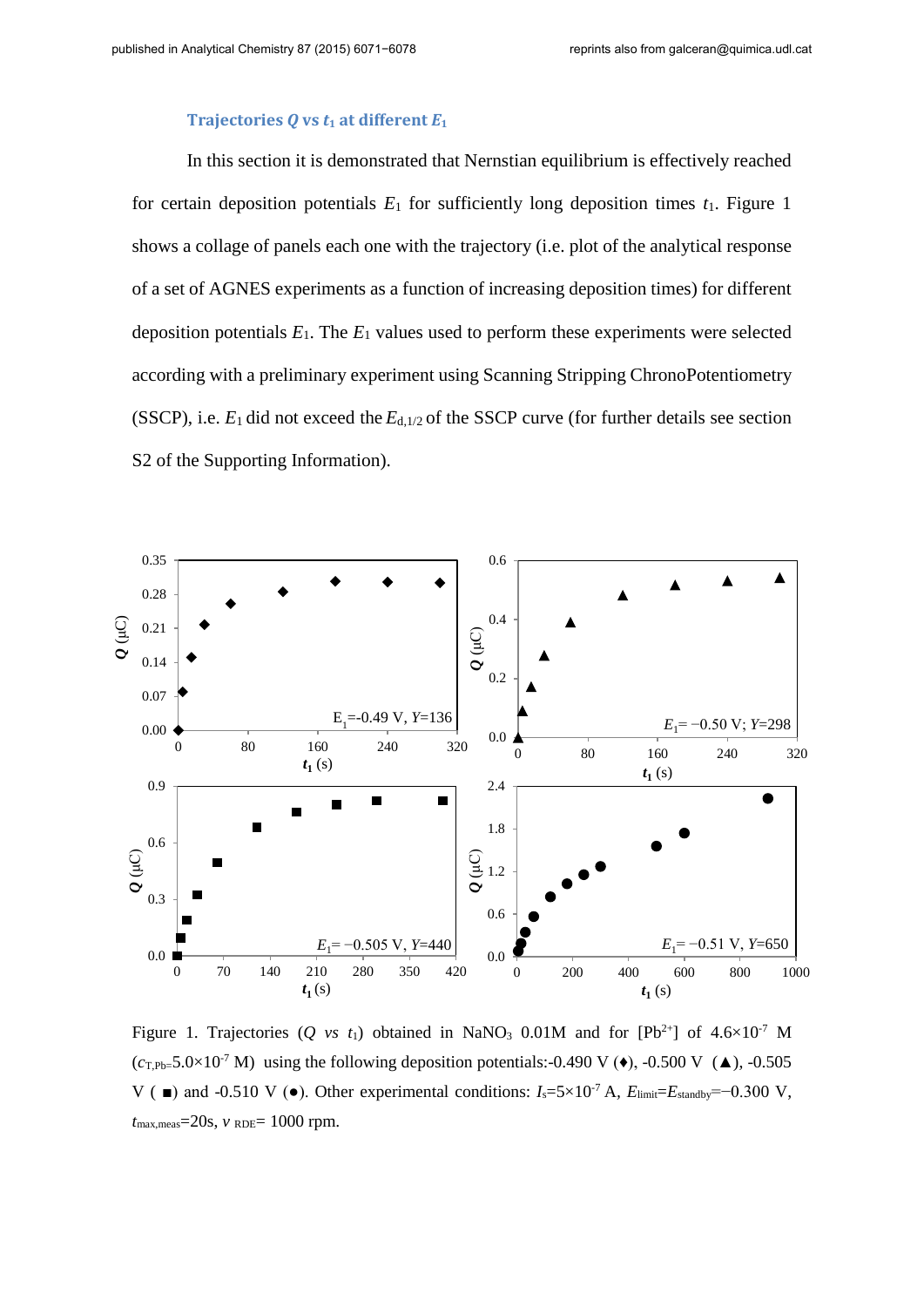### Trajectories $Q$ vs $t_1$ at different $E_1$

In this section it is demonstrated that Nernstian equilibrium is effectively reached for certain deposition potentials $E_1$ for sufficiently long deposition times $t_1$. Figure 1 shows a collage of panels each one with the trajectory (i.e. plot of the analytical response of a set of AGNES experiments as a function of increasing deposition times) for different deposition potentials $E_1$. The $E_1$ values used to perform these experiments were selected according with a preliminary experiment using Scanning Stripping ChronoPotentiometry (SSCP), i.e. $E_1$ did not exceed the $E_{d,1/2}$ of the SSCP curve (for further details see section S2 of the Supporting Information).

Figure 1. Trajectories ($Q$ *vs* $t_1$) obtained in $NaNO_3$ 0.01M and for $[Pb^{2+}]$ of $4.6\times10^{-7}$ M ($c_{T,Pb}$=$5.0\times10^{-7}$ M) using the following deposition potentials:-0.490 V (♦), -0.500 V (▲), -0.505 V (■) and -0.510 V (●). Other experimental conditions: $I_s$=$5\times10^{-7}$ A, $E_{limit}$=$E_{standby}$=−0.300 V, $t_{max,meas}$=20s, $v_{RDE}$= 1000 rpm.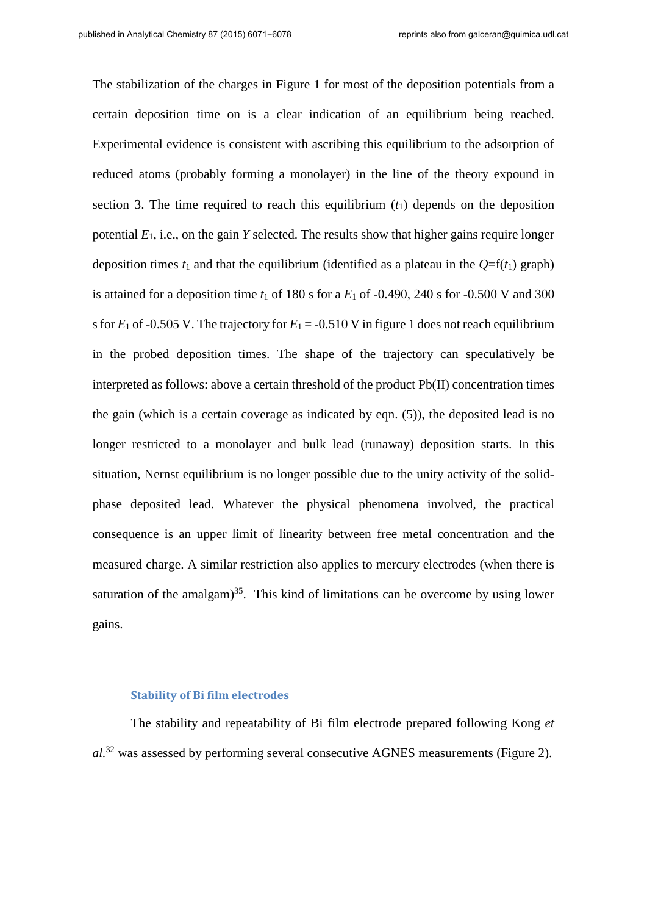The stabilization of the charges in Figure 1 for most of the deposition potentials from a certain deposition time on is a clear indication of an equilibrium being reached. Experimental evidence is consistent with ascribing this equilibrium to the adsorption of reduced atoms (probably forming a monolayer) in the line of the theory expound in section 3. The time required to reach this equilibrium ($t_1$) depends on the deposition potential $E_1$, i.e., on the gain $Y$ selected. The results show that higher gains require longer deposition times $t_1$ and that the equilibrium (identified as a plateau in the $Q$=f($t_1$) graph) is attained for a deposition time $t_1$ of 180 s for a $E_1$ of -0.490, 240 s for -0.500 V and 300 s for $E_1$ of -0.505 V. The trajectory for $E_1$ = -0.510 V in figure 1 does not reach equilibrium in the probed deposition times. The shape of the trajectory can speculatively be interpreted as follows: above a certain threshold of the product Pb(II) concentration times the gain (which is a certain coverage as indicated by eqn. (5)), the deposited lead is no longer restricted to a monolayer and bulk lead (runaway) deposition starts. In this situation, Nernst equilibrium is no longer possible due to the unity activity of the solid-phase deposited lead. Whatever the physical phenomena involved, the practical consequence is an upper limit of linearity between free metal concentration and the measured charge. A similar restriction also applies to mercury electrodes (when there is saturation of the amalgam)[35]. This kind of limitations can be overcome by using lower gains.

### Stability of Bi film electrodes

The stability and repeatability of Bi film electrode prepared following Kong *et al.*[32] was assessed by performing several consecutive AGNES measurements (Figure 2).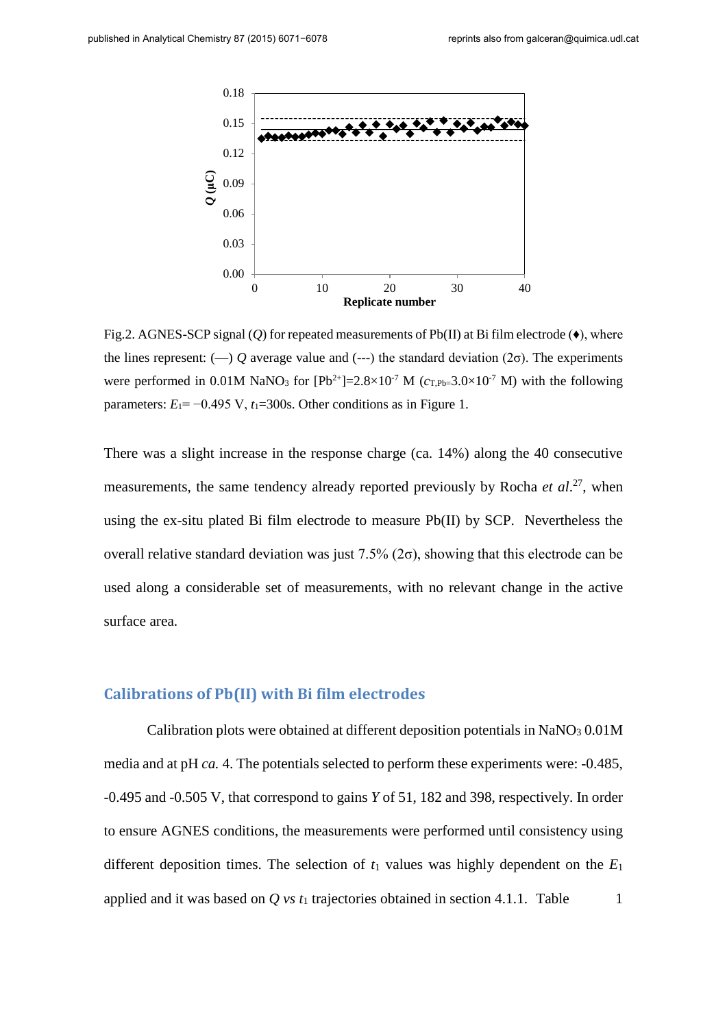Fig.2. AGNES-SCP signal ($Q$) for repeated measurements of Pb(II) at Bi film electrode (♦), where the lines represent: (—) $Q$ average value and (---) the standard deviation (2σ). The experiments were performed in 0.01M $NaNO_3$ for $[Pb^{2+}]=2.8\times10^{-7}$ M ($c_{T,Pb}=3.0\times10^{-7}$ M) with the following parameters: $E_1=-0.495$ V, $t_1$=300s. Other conditions as in Figure 1.

There was a slight increase in the response charge (ca. 14%) along the 40 consecutive measurements, the same tendency already reported previously by Rocha *et al*.[27], when using the ex-situ plated Bi film electrode to measure Pb(II) by SCP. Nevertheless the overall relative standard deviation was just 7.5% (2σ), showing that this electrode can be used along a considerable set of measurements, with no relevant change in the active surface area.

## Calibrations of Pb(II) with Bi film electrodes

Calibration plots were obtained at different deposition potentials in $NaNO_3$ 0.01M media and at pH *ca.* 4. The potentials selected to perform these experiments were: -0.485, -0.495 and -0.505 V, that correspond to gains $Y$ of 51, 182 and 398, respectively. In order to ensure AGNES conditions, the measurements were performed until consistency using different deposition times. The selection of $t_1$ values was highly dependent on the $E_1$ applied and it was based on $Q$ *vs* $t_1$ trajectories obtained in section 4.1.1. Table 1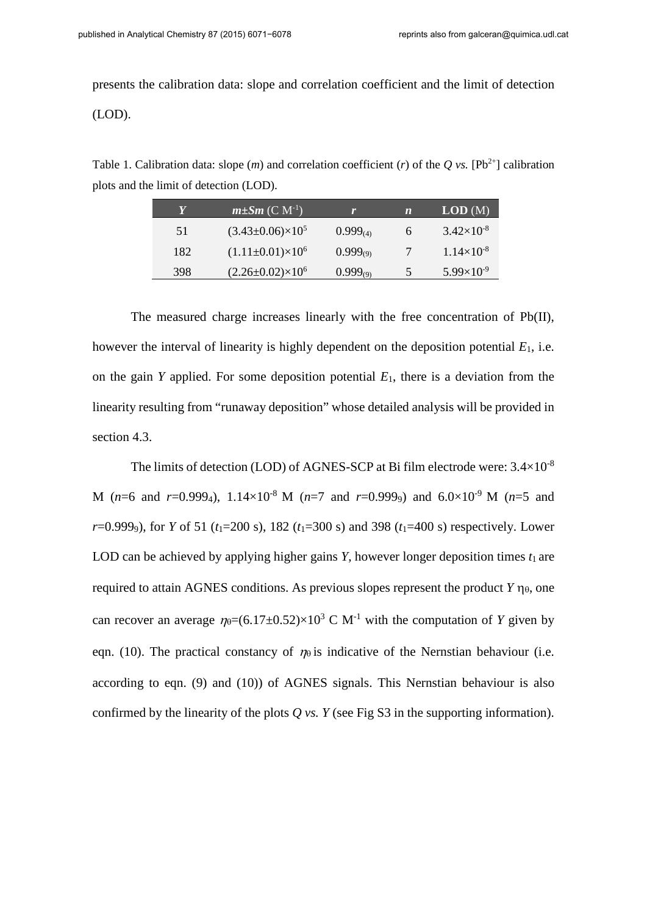presents the calibration data: slope and correlation coefficient and the limit of detection (LOD).

Table 1. Calibration data: slope ($m$) and correlation coefficient ($r$) of the $Q$ *vs.* $[Pb^{2+}]$ calibration plots and the limit of detection (LOD).

| $Y$ | $m \pm Sm$ (C M$^{-1}$) | $r$ | $n$ | **LOD** (M) |
|---|---|---|---|---|
| 51 | $(3.43\pm0.06)\times10^{5}$ | $0.999_{(4)}$ | 6 | $3.42\times10^{-8}$ |
| 182 | $(1.11\pm0.01)\times10^{6}$ | $0.999_{(9)}$ | 7 | $1.14\times10^{-8}$ |
| 398 | $(2.26\pm0.02)\times10^{6}$ | $0.999_{(9)}$ | 5 | $5.99\times10^{-9}$ |

The measured charge increases linearly with the free concentration of Pb(II), however the interval of linearity is highly dependent on the deposition potential $E_1$, i.e. on the gain $Y$ applied. For some deposition potential $E_1$, there is a deviation from the linearity resulting from "runaway deposition" whose detailed analysis will be provided in section 4.3.

The limits of detection (LOD) of AGNES-SCP at Bi film electrode were: $3.4\times10^{-8}$ M ($n$=6 and $r$=$0.999_4$), $1.14\times10^{-8}$ M ($n$=7 and $r$=$0.999_9$) and $6.0\times10^{-9}$ M ($n$=5 and $r$=$0.999_9$), for $Y$ of 51 ($t_1$=200 s), 182 ($t_1$=300 s) and 398 ($t_1$=400 s) respectively. Lower LOD can be achieved by applying higher gains $Y$, however longer deposition times $t_1$ are required to attain AGNES conditions. As previous slopes represent the product $Y\,\eta_\theta$, one can recover an average $\eta_\theta=(6.17\pm0.52)\times10^{3}$ C M$^{-1}$ with the computation of $Y$ given by eqn. (10). The practical constancy of $\eta_\theta$ is indicative of the Nernstian behaviour (i.e. according to eqn. (9) and (10)) of AGNES signals. This Nernstian behaviour is also confirmed by the linearity of the plots $Q$ *vs.* $Y$ (see Fig S3 in the supporting information).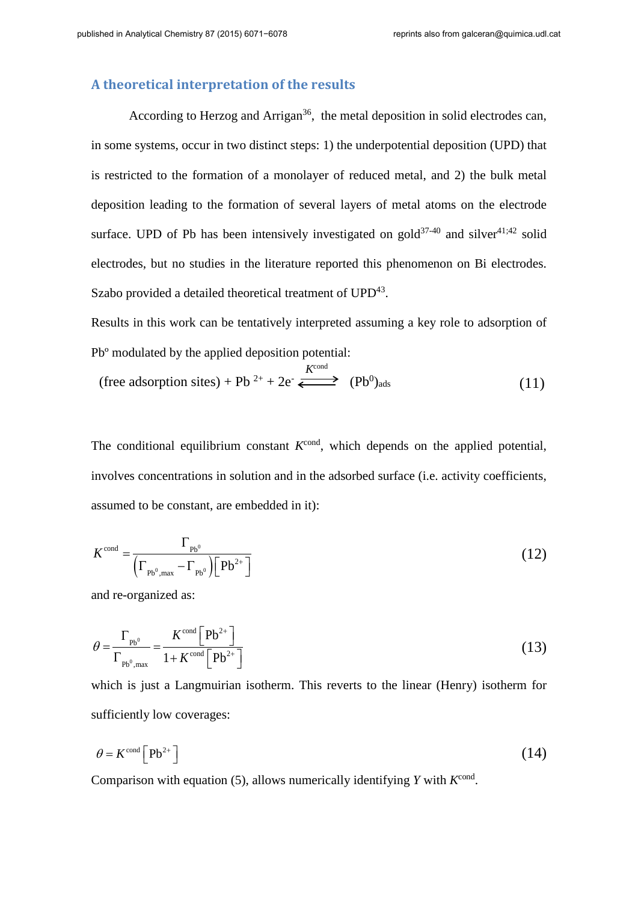## A theoretical interpretation of the results

According to Herzog and Arrigan[36], the metal deposition in solid electrodes can, in some systems, occur in two distinct steps: 1) the underpotential deposition (UPD) that is restricted to the formation of a monolayer of reduced metal, and 2) the bulk metal deposition leading to the formation of several layers of metal atoms on the electrode surface. UPD of Pb has been intensively investigated on gold[37-40] and silver[41;42] solid electrodes, but no studies in the literature reported this phenomenon on Bi electrodes. Szabo provided a detailed theoretical treatment of UPD[43].

Results in this work can be tentatively interpreted assuming a key role to adsorption of Pb$^{o}$ modulated by the applied deposition potential:

$$\text{(free adsorption sites)} + \text{Pb}^{2+} + 2\text{e}^{-} \xrightleftharpoons{K^{\text{cond}}} (\text{Pb}^{0})_{\text{ads}} \tag{11}$$

The conditional equilibrium constant $K^{\text{cond}}$, which depends on the applied potential, involves concentrations in solution and in the adsorbed surface (i.e. activity coefficients, assumed to be constant, are embedded in it):

$$K^{\text{cond}} = \frac{\Gamma_{\text{Pb}^0}}{\left(\Gamma_{\text{Pb}^0,\text{max}} - \Gamma_{\text{Pb}^0}\right)\left[\text{Pb}^{2+}\right]} \tag{12}$$

and re-organized as:

$$\theta = \frac{\Gamma_{\text{Pb}^0}}{\Gamma_{\text{Pb}^0,\text{max}}} = \frac{K^{\text{cond}}\left[\text{Pb}^{2+}\right]}{1 + K^{\text{cond}}\left[\text{Pb}^{2+}\right]} \tag{13}$$

which is just a Langmuirian isotherm. This reverts to the linear (Henry) isotherm for sufficiently low coverages:

$$\theta = K^{\text{cond}}\left[\text{Pb}^{2+}\right] \tag{14}$$

Comparison with equation (5), allows numerically identifying $Y$ with $K^{\text{cond}}$.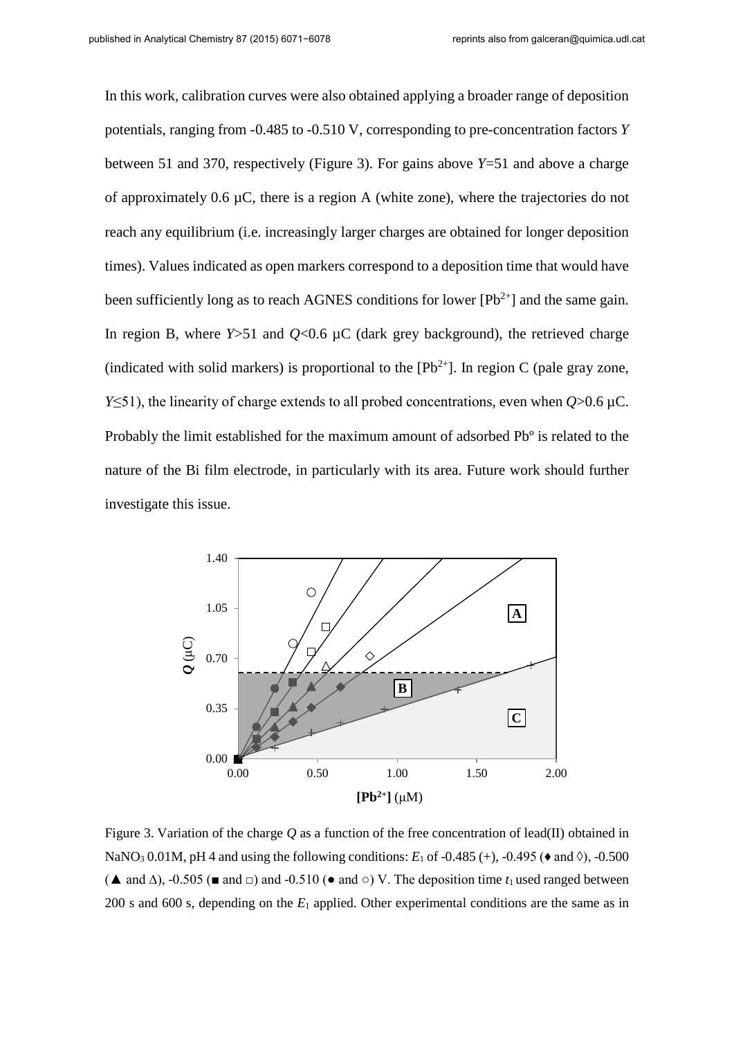In this work, calibration curves were also obtained applying a broader range of deposition potentials, ranging from -0.485 to -0.510 V, corresponding to pre-concentration factors $Y$ between 51 and 370, respectively (Figure 3). For gains above $Y$=51 and above a charge of approximately 0.6 µC, there is a region A (white zone), where the trajectories do not reach any equilibrium (i.e. increasingly larger charges are obtained for longer deposition times). Values indicated as open markers correspond to a deposition time that would have been sufficiently long as to reach AGNES conditions for lower [$Pb^{2+}$] and the same gain. In region B, where $Y$>51 and $Q$<0.6 µC (dark grey background), the retrieved charge (indicated with solid markers) is proportional to the [$Pb^{2+}$]. In region C (pale gray zone, $Y$≤51), the linearity of charge extends to all probed concentrations, even when $Q$>0.6 µC. Probably the limit established for the maximum amount of adsorbed Pbº is related to the nature of the Bi film electrode, in particularly with its area. Future work should further investigate this issue.

Figure 3. Variation of the charge $Q$ as a function of the free concentration of lead(II) obtained in $NaNO_3$ 0.01M, pH 4 and using the following conditions: $E_1$ of -0.485 (+), -0.495 (♦ and ◊), -0.500 (▲ and ∆), -0.505 (■ and □) and -0.510 (● and ○) V. The deposition time $t_1$ used ranged between 200 s and 600 s, depending on the $E_1$ applied. Other experimental conditions are the same as in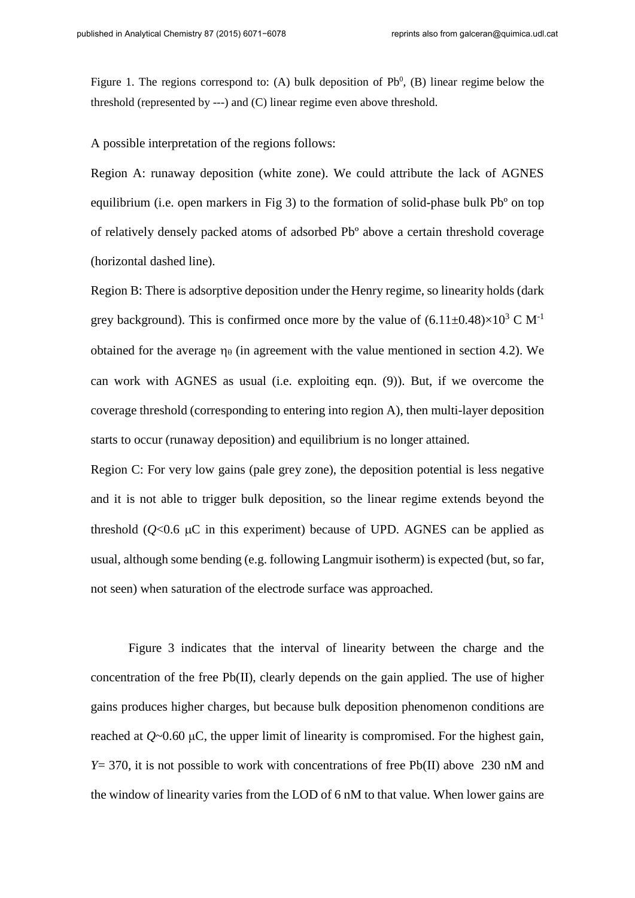Figure 1. The regions correspond to: (A) bulk deposition of $Pb^0$, (B) linear regime below the threshold (represented by ---) and (C) linear regime even above threshold.

A possible interpretation of the regions follows:

Region A: runaway deposition (white zone). We could attribute the lack of AGNES equilibrium (i.e. open markers in Fig 3) to the formation of solid-phase bulk $Pb^o$ on top of relatively densely packed atoms of adsorbed $Pb^o$ above a certain threshold coverage (horizontal dashed line).

Region B: There is adsorptive deposition under the Henry regime, so linearity holds (dark grey background). This is confirmed once more by the value of $(6.11\pm0.48)\times10^3$ C $M^{-1}$ obtained for the average $\eta_\theta$ (in agreement with the value mentioned in section 4.2). We can work with AGNES as usual (i.e. exploiting eqn. (9)). But, if we overcome the coverage threshold (corresponding to entering into region A), then multi-layer deposition starts to occur (runaway deposition) and equilibrium is no longer attained.

Region C: For very low gains (pale grey zone), the deposition potential is less negative and it is not able to trigger bulk deposition, so the linear regime extends beyond the threshold ($Q$<0.6 μC in this experiment) because of UPD. AGNES can be applied as usual, although some bending (e.g. following Langmuir isotherm) is expected (but, so far, not seen) when saturation of the electrode surface was approached.

Figure 3 indicates that the interval of linearity between the charge and the concentration of the free Pb(II), clearly depends on the gain applied. The use of higher gains produces higher charges, but because bulk deposition phenomenon conditions are reached at $Q$~0.60 μC, the upper limit of linearity is compromised. For the highest gain, $Y$= 370, it is not possible to work with concentrations of free Pb(II) above 230 nM and the window of linearity varies from the LOD of 6 nM to that value. When lower gains are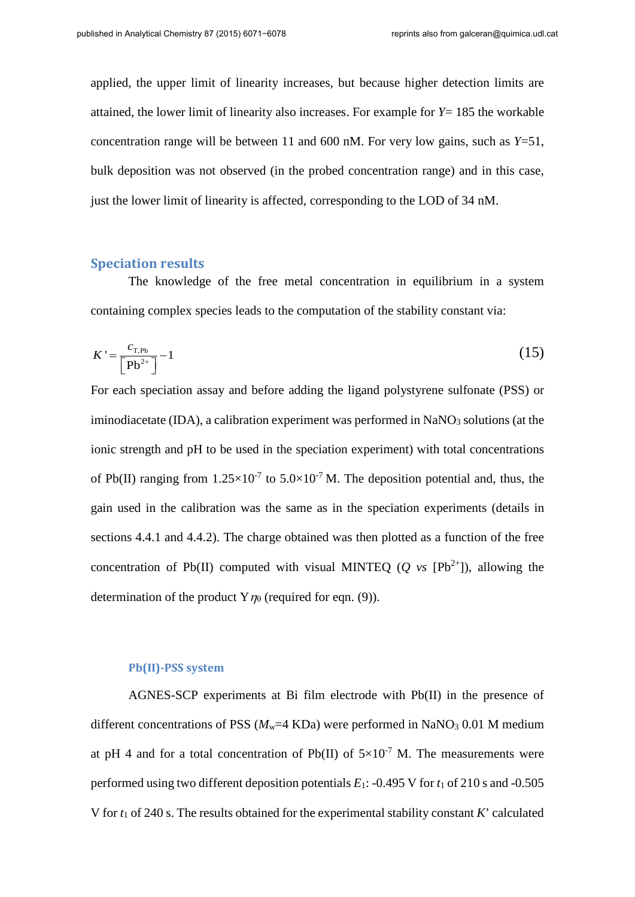applied, the upper limit of linearity increases, but because higher detection limits are attained, the lower limit of linearity also increases. For example for $Y$= 185 the workable concentration range will be between 11 and 600 nM. For very low gains, such as $Y$=51, bulk deposition was not observed (in the probed concentration range) and in this case, just the lower limit of linearity is affected, corresponding to the LOD of 34 nM.

## Speciation results

The knowledge of the free metal concentration in equilibrium in a system containing complex species leads to the computation of the stability constant via:

$$K' = \frac{c_{\mathrm{T,Pb}}}{\left[\mathrm{Pb}^{2+}\right]} - 1 \tag{15}$$

For each speciation assay and before adding the ligand polystyrene sulfonate (PSS) or iminodiacetate (IDA), a calibration experiment was performed in $NaNO_3$ solutions (at the ionic strength and pH to be used in the speciation experiment) with total concentrations of Pb(II) ranging from $1.25\times10^{-7}$ to $5.0\times10^{-7}$ M. The deposition potential and, thus, the gain used in the calibration was the same as in the speciation experiments (details in sections 4.4.1 and 4.4.2). The charge obtained was then plotted as a function of the free concentration of Pb(II) computed with visual MINTEQ ($Q$ *vs* $[Pb^{2+}]$), allowing the determination of the product $\mathrm{Y}\eta_0$ (required for eqn. (9)).

### Pb(II)-PSS system

AGNES-SCP experiments at Bi film electrode with Pb(II) in the presence of different concentrations of PSS ($M_w$=4 KDa) were performed in $NaNO_3$ 0.01 M medium at pH 4 and for a total concentration of Pb(II) of $5\times10^{-7}$ M. The measurements were performed using two different deposition potentials $E_1$: -0.495 V for $t_1$ of 210 s and -0.505 V for $t_1$ of 240 s. The results obtained for the experimental stability constant $K$' calculated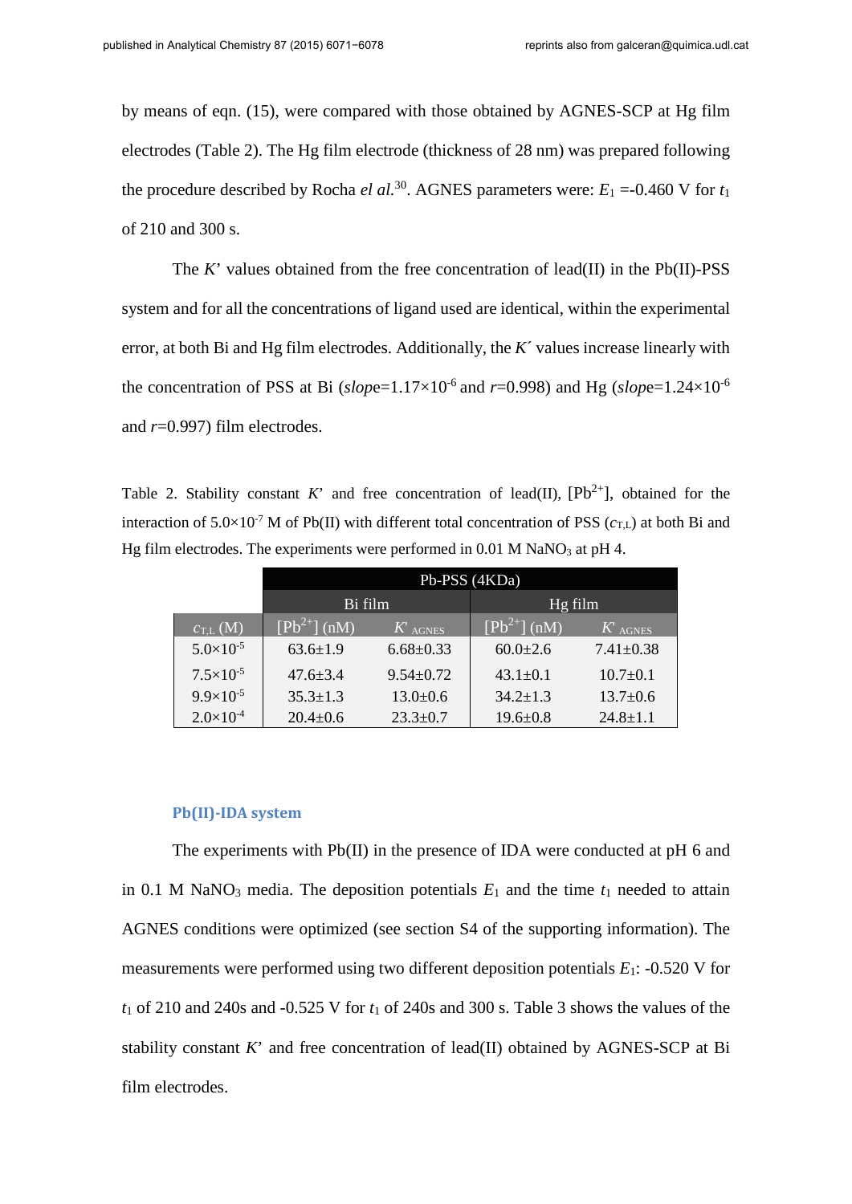by means of eqn. (15), were compared with those obtained by AGNES-SCP at Hg film electrodes (Table 2). The Hg film electrode (thickness of 28 nm) was prepared following the procedure described by Rocha *el al.*[30]. AGNES parameters were: $E_1$ =-0.460 V for $t_1$ of 210 and 300 s.

The $K$’ values obtained from the free concentration of lead(II) in the Pb(II)-PSS system and for all the concentrations of ligand used are identical, within the experimental error, at both Bi and Hg film electrodes. Additionally, the $K$´ values increase linearly with the concentration of PSS at Bi (*slope*=$1.17\times10^{-6}$ and $r$=0.998) and Hg (*slope*=$1.24\times10^{-6}$ and $r$=0.997) film electrodes.

Table 2. Stability constant $K$’ and free concentration of lead(II), [$Pb^{2+}$], obtained for the interaction of $5.0\times10^{-7}$ M of Pb(II) with different total concentration of PSS ($c_{T,L}$) at both Bi and Hg film electrodes. The experiments were performed in 0.01 M $NaNO_3$ at pH 4.

| | Pb-PSS (4KDa) | | | |
|---|---|---|---|---|
| | Bi film | | Hg film | |
| $c_{T,L}$ (M) | [$Pb^{2+}$] (nM) | $K'_{AGNES}$ | [$Pb^{2+}$] (nM) | $K'_{AGNES}$ |
| $5.0\times10^{-5}$ | 63.6±1.9 | 6.68±0.33 | 60.0±2.6 | 7.41±0.38 |
| $7.5\times10^{-5}$ | 47.6±3.4 | 9.54±0.72 | 43.1±0.1 | 10.7±0.1 |
| $9.9\times10^{-5}$ | 35.3±1.3 | 13.0±0.6 | 34.2±1.3 | 13.7±0.6 |
| $2.0\times10^{-4}$ | 20.4±0.6 | 23.3±0.7 | 19.6±0.8 | 24.8±1.1 |

### Pb(II)-IDA system

The experiments with Pb(II) in the presence of IDA were conducted at pH 6 and in 0.1 M $NaNO_3$ media. The deposition potentials $E_1$ and the time $t_1$ needed to attain AGNES conditions were optimized (see section S4 of the supporting information). The measurements were performed using two different deposition potentials $E_1$: -0.520 V for $t_1$ of 210 and 240s and -0.525 V for $t_1$ of 240s and 300 s. Table 3 shows the values of the stability constant $K$’ and free concentration of lead(II) obtained by AGNES-SCP at Bi film electrodes.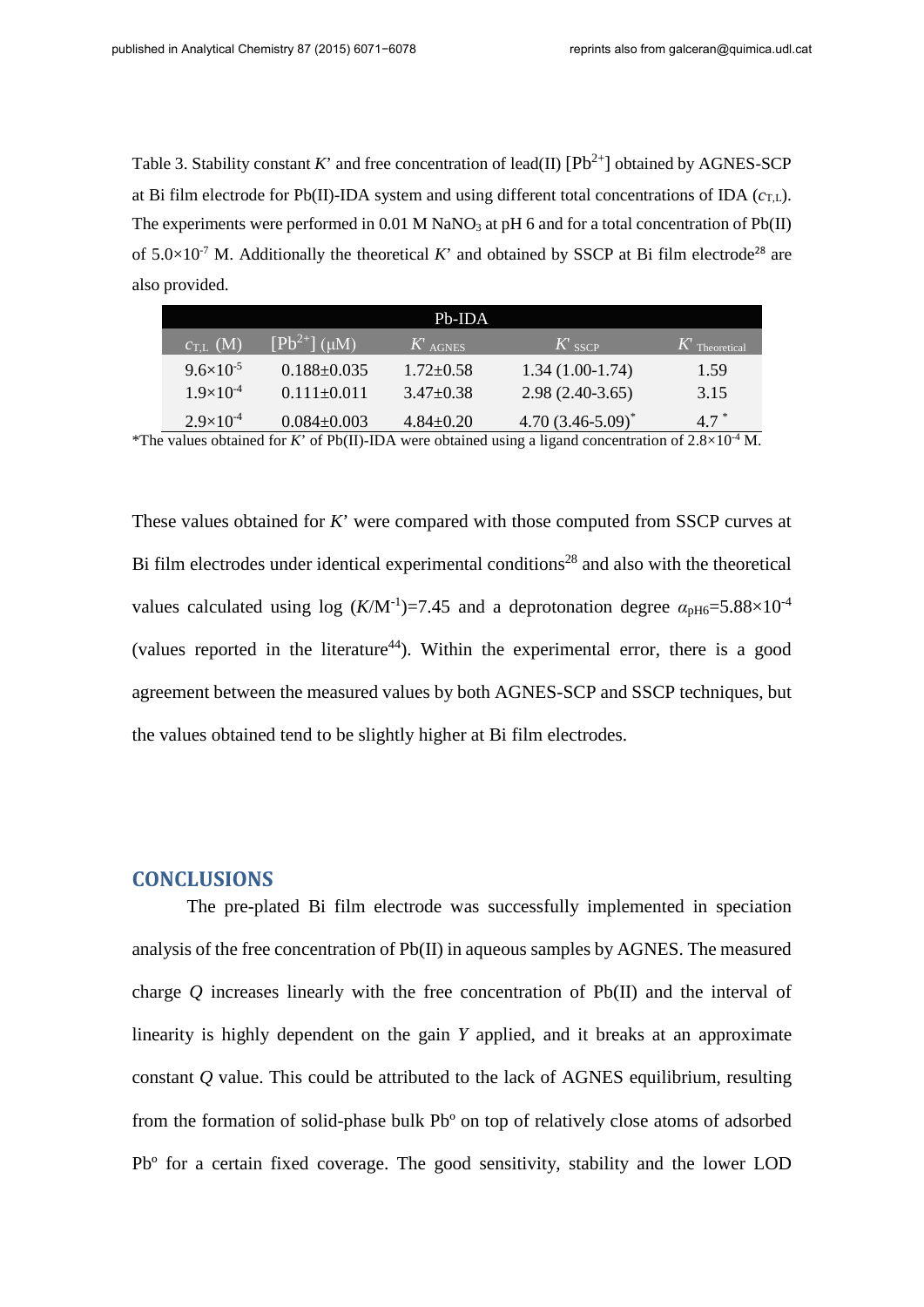Table 3. Stability constant $K$' and free concentration of lead(II) $[Pb^{2+}]$ obtained by AGNES-SCP at Bi film electrode for Pb(II)-IDA system and using different total concentrations of IDA ($c_{T,L}$). The experiments were performed in 0.01 M $NaNO_3$ at pH 6 and for a total concentration of Pb(II) of $5.0\times10^{-7}$ M. Additionally the theoretical $K$' and obtained by SSCP at Bi film electrode[28] are also provided.

| Pb-IDA | | | | |
|---|---|---|---|---|
| $c_{T,L}$ (M) | $[Pb^{2+}]$ (μM) | $K'_{AGNES}$ | $K'_{SSCP}$ | $K'_{Theoretical}$ |
| $9.6\times10^{-5}$ | 0.188±0.035 | 1.72±0.58 | 1.34 (1.00-1.74) | 1.59 |
| $1.9\times10^{-4}$ | 0.111±0.011 | 3.47±0.38 | 2.98 (2.40-3.65) | 3.15 |
| $2.9\times10^{-4}$ | 0.084±0.003 | 4.84±0.20 | 4.70 (3.46-5.09)* | 4.7 * |

*The values obtained for $K$' of Pb(II)-IDA were obtained using a ligand concentration of $2.8\times10^{-4}$ M.

These values obtained for $K$' were compared with those computed from SSCP curves at Bi film electrodes under identical experimental conditions[28] and also with the theoretical values calculated using log ($K$/$M^{-1}$)=7.45 and a deprotonation degree $\alpha_{pH6}=5.88\times10^{-4}$ (values reported in the literature[44]). Within the experimental error, there is a good agreement between the measured values by both AGNES-SCP and SSCP techniques, but the values obtained tend to be slightly higher at Bi film electrodes.

## CONCLUSIONS

The pre-plated Bi film electrode was successfully implemented in speciation analysis of the free concentration of Pb(II) in aqueous samples by AGNES. The measured charge $Q$ increases linearly with the free concentration of Pb(II) and the interval of linearity is highly dependent on the gain $Y$ applied, and it breaks at an approximate constant $Q$ value. This could be attributed to the lack of AGNES equilibrium, resulting from the formation of solid-phase bulk Pbº on top of relatively close atoms of adsorbed Pbº for a certain fixed coverage. The good sensitivity, stability and the lower LOD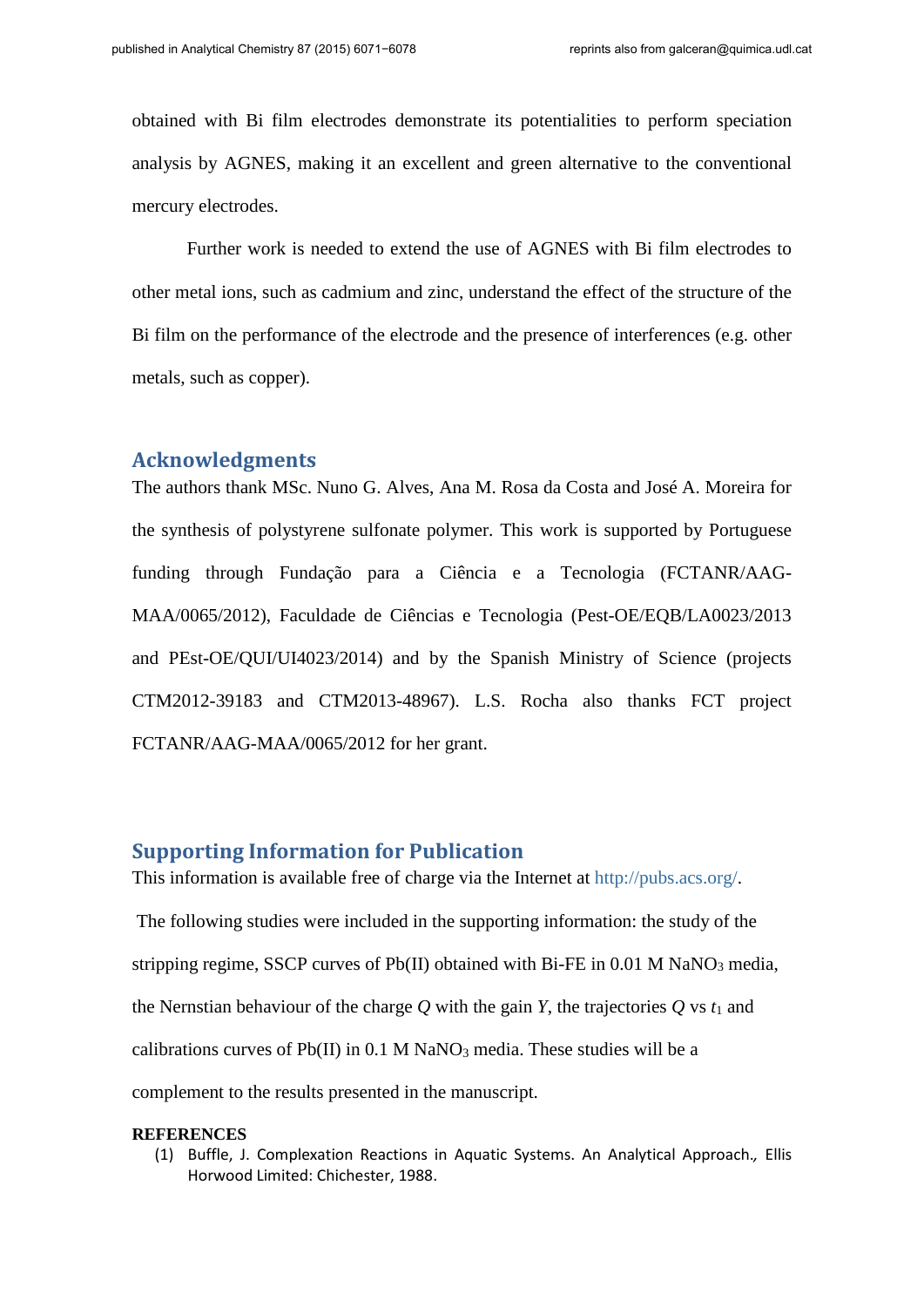obtained with Bi film electrodes demonstrate its potentialities to perform speciation analysis by AGNES, making it an excellent and green alternative to the conventional mercury electrodes.

Further work is needed to extend the use of AGNES with Bi film electrodes to other metal ions, such as cadmium and zinc, understand the effect of the structure of the Bi film on the performance of the electrode and the presence of interferences (e.g. other metals, such as copper).

## Acknowledgments

The authors thank MSc. Nuno G. Alves, Ana M. Rosa da Costa and José A. Moreira for the synthesis of polystyrene sulfonate polymer. This work is supported by Portuguese funding through Fundação para a Ciência e a Tecnologia (FCTANR/AAG-MAA/0065/2012), Faculdade de Ciências e Tecnologia (Pest-OE/EQB/LA0023/2013 and PEst-OE/QUI/UI4023/2014) and by the Spanish Ministry of Science (projects CTM2012-39183 and CTM2013-48967). L.S. Rocha also thanks FCT project FCTANR/AAG-MAA/0065/2012 for her grant.

## Supporting Information for Publication

This information is available free of charge via the Internet at http://pubs.acs.org/.

The following studies were included in the supporting information: the study of the stripping regime, SSCP curves of Pb(II) obtained with Bi-FE in 0.01 M $NaNO_3$ media, the Nernstian behaviour of the charge $Q$ with the gain $Y$, the trajectories $Q$ vs $t_1$ and calibrations curves of Pb(II) in 0.1 M $NaNO_3$ media. These studies will be a complement to the results presented in the manuscript.

**REFERENCES**

(1) Buffle, J. Complexation Reactions in Aquatic Systems. An Analytical Approach., Ellis Horwood Limited: Chichester, 1988.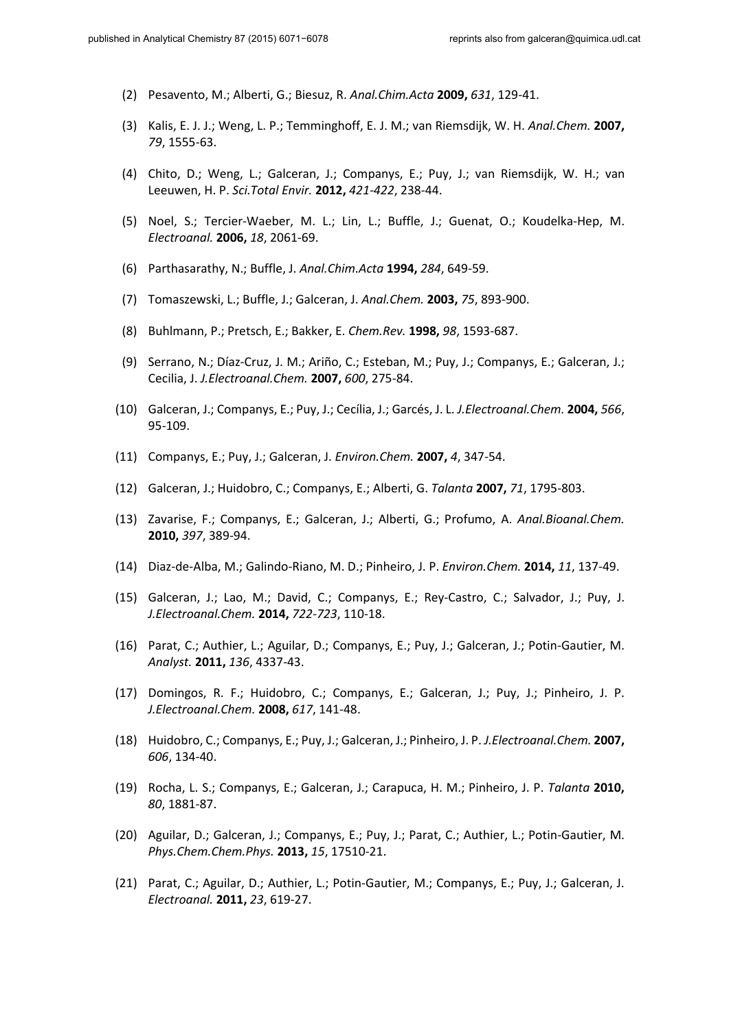(2) Pesavento, M.; Alberti, G.; Biesuz, R. *Anal.Chim.Acta* **2009,** *631*, 129-41.

(3) Kalis, E. J. J.; Weng, L. P.; Temminghoff, E. J. M.; van Riemsdijk, W. H. *Anal.Chem.* **2007,** *79*, 1555-63.

(4) Chito, D.; Weng, L.; Galceran, J.; Companys, E.; Puy, J.; van Riemsdijk, W. H.; van Leeuwen, H. P. *Sci.Total Envir.* **2012,** *421-422*, 238-44.

(5) Noel, S.; Tercier-Waeber, M. L.; Lin, L.; Buffle, J.; Guenat, O.; Koudelka-Hep, M. *Electroanal.* **2006,** *18*, 2061-69.

(6) Parthasarathy, N.; Buffle, J. *Anal.Chim.Acta* **1994,** *284*, 649-59.

(7) Tomaszewski, L.; Buffle, J.; Galceran, J. *Anal.Chem.* **2003,** *75*, 893-900.

(8) Buhlmann, P.; Pretsch, E.; Bakker, E. *Chem.Rev.* **1998,** *98*, 1593-687.

(9) Serrano, N.; Díaz-Cruz, J. M.; Ariño, C.; Esteban, M.; Puy, J.; Companys, E.; Galceran, J.; Cecilia, J. *J.Electroanal.Chem.* **2007,** *600*, 275-84.

(10) Galceran, J.; Companys, E.; Puy, J.; Cecília, J.; Garcés, J. L. *J.Electroanal.Chem.* **2004,** *566*, 95-109.

(11) Companys, E.; Puy, J.; Galceran, J. *Environ.Chem.* **2007,** *4*, 347-54.

(12) Galceran, J.; Huidobro, C.; Companys, E.; Alberti, G. *Talanta* **2007,** *71*, 1795-803.

(13) Zavarise, F.; Companys, E.; Galceran, J.; Alberti, G.; Profumo, A. *Anal.Bioanal.Chem.* **2010,** *397*, 389-94.

(14) Diaz-de-Alba, M.; Galindo-Riano, M. D.; Pinheiro, J. P. *Environ.Chem.* **2014,** *11*, 137-49.

(15) Galceran, J.; Lao, M.; David, C.; Companys, E.; Rey-Castro, C.; Salvador, J.; Puy, J. *J.Electroanal.Chem.* **2014,** *722-723*, 110-18.

(16) Parat, C.; Authier, L.; Aguilar, D.; Companys, E.; Puy, J.; Galceran, J.; Potin-Gautier, M. *Analyst.* **2011,** *136*, 4337-43.

(17) Domingos, R. F.; Huidobro, C.; Companys, E.; Galceran, J.; Puy, J.; Pinheiro, J. P. *J.Electroanal.Chem.* **2008,** *617*, 141-48.

(18) Huidobro, C.; Companys, E.; Puy, J.; Galceran, J.; Pinheiro, J. P. *J.Electroanal.Chem.* **2007,** *606*, 134-40.

(19) Rocha, L. S.; Companys, E.; Galceran, J.; Carapuca, H. M.; Pinheiro, J. P. *Talanta* **2010,** *80*, 1881-87.

(20) Aguilar, D.; Galceran, J.; Companys, E.; Puy, J.; Parat, C.; Authier, L.; Potin-Gautier, M. *Phys.Chem.Chem.Phys.* **2013,** *15*, 17510-21.

(21) Parat, C.; Aguilar, D.; Authier, L.; Potin-Gautier, M.; Companys, E.; Puy, J.; Galceran, J. *Electroanal.* **2011,** *23*, 619-27.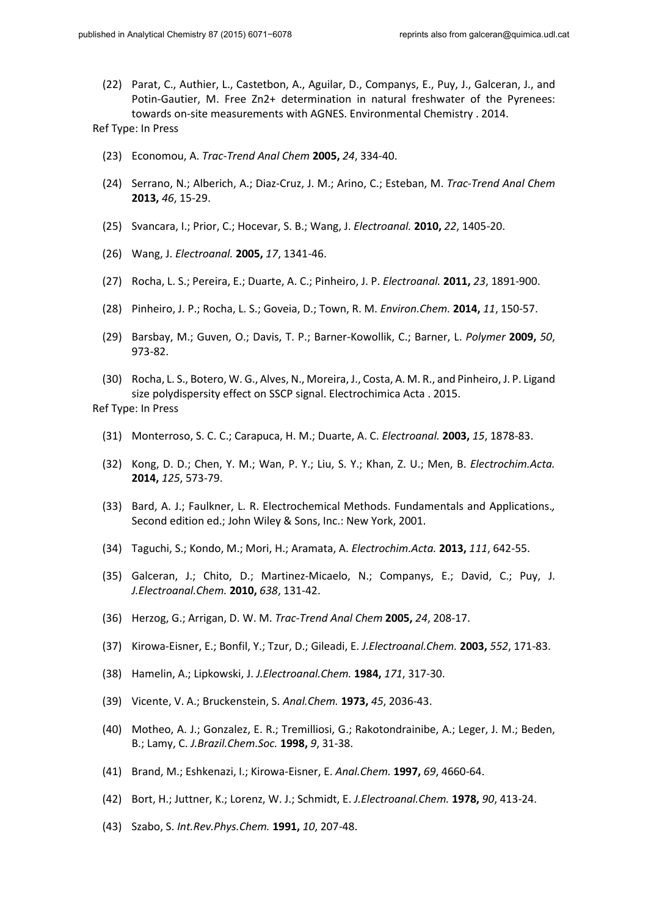(22) Parat, C., Authier, L., Castetbon, A., Aguilar, D., Companys, E., Puy, J., Galceran, J., and Potin-Gautier, M. Free Zn2+ determination in natural freshwater of the Pyrenees: towards on-site measurements with AGNES. Environmental Chemistry . 2014.

Ref Type: In Press

(23) Economou, A. *Trac-Trend Anal Chem* **2005,** *24*, 334-40.

(24) Serrano, N.; Alberich, A.; Diaz-Cruz, J. M.; Arino, C.; Esteban, M. *Trac-Trend Anal Chem* **2013,** *46*, 15-29.

(25) Svancara, I.; Prior, C.; Hocevar, S. B.; Wang, J. *Electroanal.* **2010,** *22*, 1405-20.

(26) Wang, J. *Electroanal.* **2005,** *17*, 1341-46.

(27) Rocha, L. S.; Pereira, E.; Duarte, A. C.; Pinheiro, J. P. *Electroanal.* **2011,** *23*, 1891-900.

(28) Pinheiro, J. P.; Rocha, L. S.; Goveia, D.; Town, R. M. *Environ.Chem.* **2014,** *11*, 150-57.

(29) Barsbay, M.; Guven, O.; Davis, T. P.; Barner-Kowollik, C.; Barner, L. *Polymer* **2009,** *50*, 973-82.

(30) Rocha, L. S., Botero, W. G., Alves, N., Moreira, J., Costa, A. M. R., and Pinheiro, J. P. Ligand size polydispersity effect on SSCP signal. Electrochimica Acta . 2015.

Ref Type: In Press

(31) Monterroso, S. C. C.; Carapuca, H. M.; Duarte, A. C. *Electroanal.* **2003,** *15*, 1878-83.

(32) Kong, D. D.; Chen, Y. M.; Wan, P. Y.; Liu, S. Y.; Khan, Z. U.; Men, B. *Electrochim.Acta.* **2014,** *125*, 573-79.

(33) Bard, A. J.; Faulkner, L. R. Electrochemical Methods. Fundamentals and Applications.*,* Second edition ed.; John Wiley & Sons, Inc.: New York, 2001.

(34) Taguchi, S.; Kondo, M.; Mori, H.; Aramata, A. *Electrochim.Acta.* **2013,** *111*, 642-55.

(35) Galceran, J.; Chito, D.; Martinez-Micaelo, N.; Companys, E.; David, C.; Puy, J. *J.Electroanal.Chem.* **2010,** *638*, 131-42.

(36) Herzog, G.; Arrigan, D. W. M. *Trac-Trend Anal Chem* **2005,** *24*, 208-17.

(37) Kirowa-Eisner, E.; Bonfil, Y.; Tzur, D.; Gileadi, E. *J.Electroanal.Chem.* **2003,** *552*, 171-83.

(38) Hamelin, A.; Lipkowski, J. *J.Electroanal.Chem.* **1984,** *171*, 317-30.

(39) Vicente, V. A.; Bruckenstein, S. *Anal.Chem.* **1973,** *45*, 2036-43.

(40) Motheo, A. J.; Gonzalez, E. R.; Tremilliosi, G.; Rakotondrainibe, A.; Leger, J. M.; Beden, B.; Lamy, C. *J.Brazil.Chem.Soc.* **1998,** *9*, 31-38.

(41) Brand, M.; Eshkenazi, I.; Kirowa-Eisner, E. *Anal.Chem.* **1997,** *69*, 4660-64.

(42) Bort, H.; Juttner, K.; Lorenz, W. J.; Schmidt, E. *J.Electroanal.Chem.* **1978,** *90*, 413-24.

(43) Szabo, S. *Int.Rev.Phys.Chem.* **1991,** *10*, 207-48.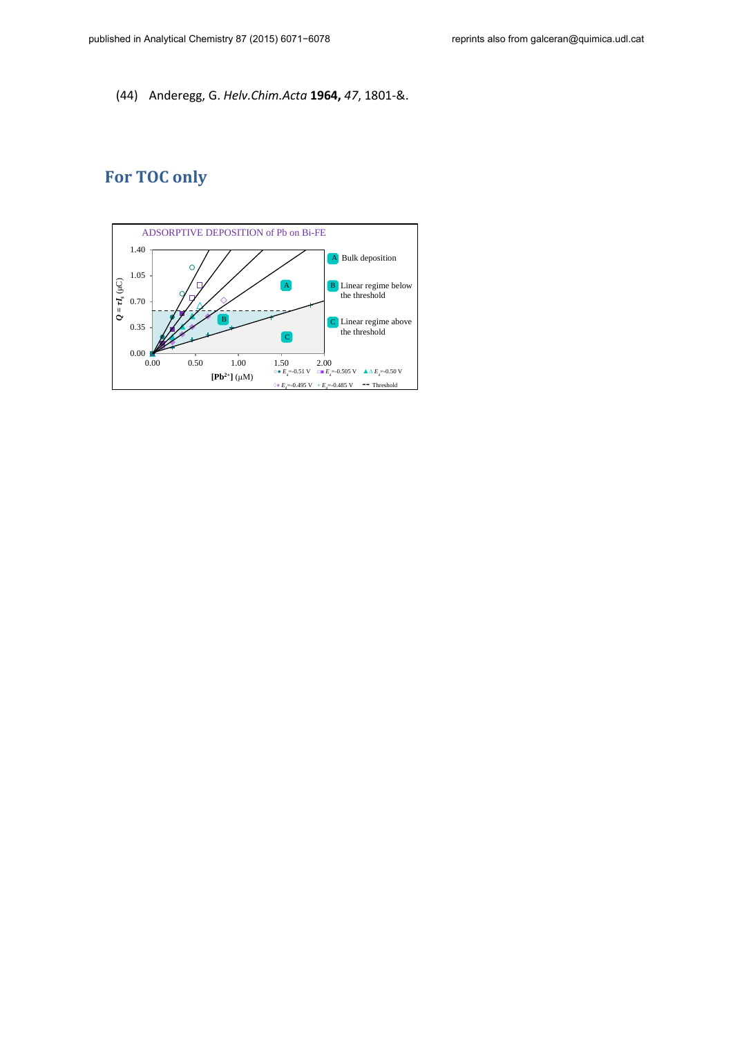(44) Anderegg, G. *Helv.Chim.Acta* **1964,** *47*, 1801-&.

## For TOC only

ADSORPTIVE DEPOSITION of Pb on Bi-FE

1.40
1.05
0.70
0.35
0.00

$Q = \tau I_s$ (μC)

0.00 0.50 1.00 1.50 2.00

$[Pb^{2+}]$ (μM)

A Bulk deposition

B Linear regime below the threshold

C Linear regime above the threshold

$E_d$=-0.51 V $E_d$=-0.505 V $E_d$=-0.50 V

$E_d$=-0.495 V $E_d$=-0.485 V Threshold